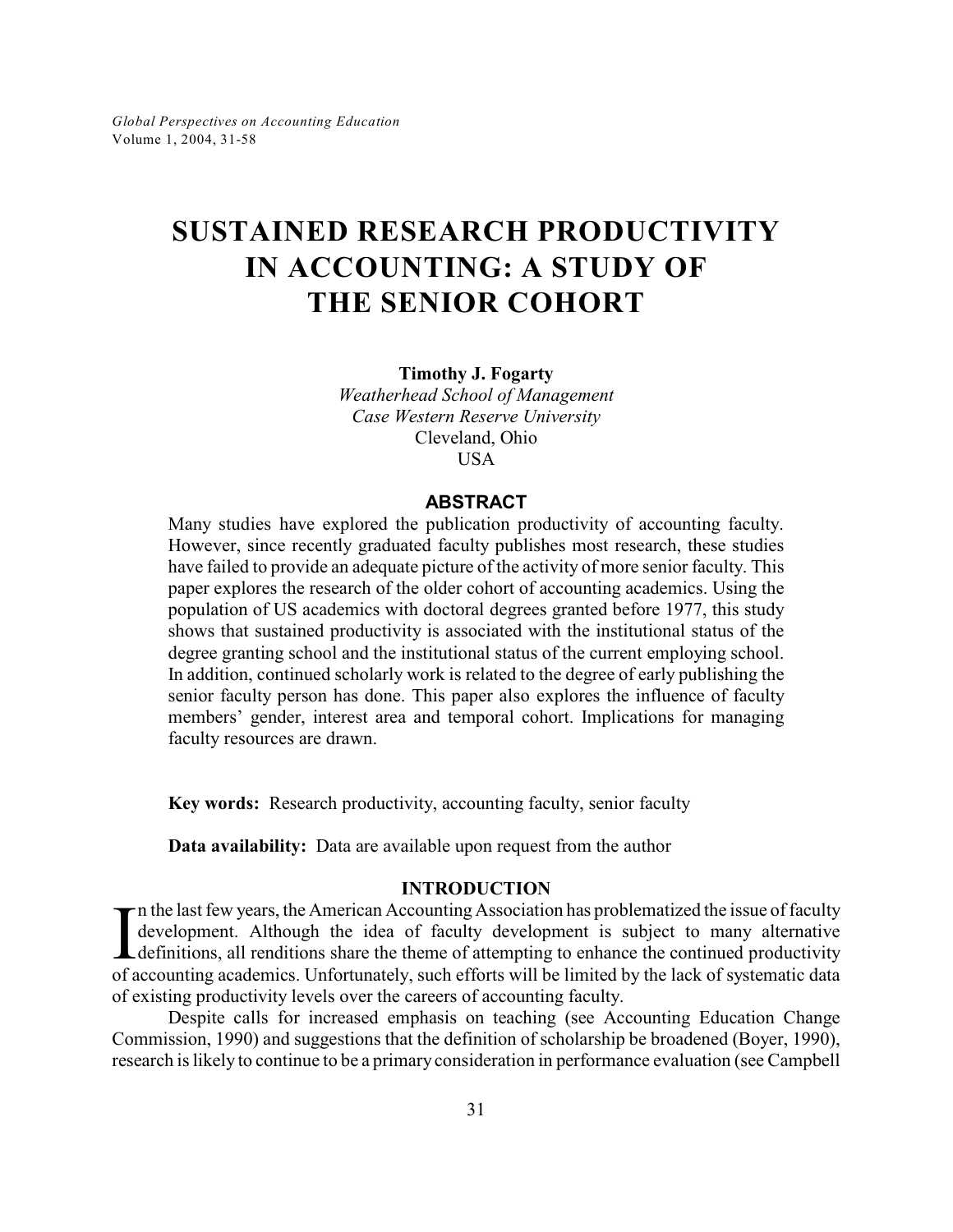# SUSTAINED RESEARCH PRODUCTIVITY IN ACCOUNTING: A STUDY OF THE SENIOR COHORT

**Timothy J. Fogarty**
*Weatherhead School of Management*
*Case Western Reserve University*
Cleveland, Ohio
USA

## ABSTRACT

Many studies have explored the publication productivity of accounting faculty. However, since recently graduated faculty publishes most research, these studies have failed to provide an adequate picture of the activity of more senior faculty. This paper explores the research of the older cohort of accounting academics. Using the population of US academics with doctoral degrees granted before 1977, this study shows that sustained productivity is associated with the institutional status of the degree granting school and the institutional status of the current employing school. In addition, continued scholarly work is related to the degree of early publishing the senior faculty person has done. This paper also explores the influence of faculty members' gender, interest area and temporal cohort. Implications for managing faculty resources are drawn.

**Key words:** Research productivity, accounting faculty, senior faculty

**Data availability:** Data are available upon request from the author

## INTRODUCTION

In the last few years, the American Accounting Association has problematized the issue of faculty development. Although the idea of faculty development is subject to many alternative definitions, all renditions share the theme of attempting to enhance the continued productivity of accounting academics. Unfortunately, such efforts will be limited by the lack of systematic data of existing productivity levels over the careers of accounting faculty.

Despite calls for increased emphasis on teaching (see Accounting Education Change Commission, 1990) and suggestions that the definition of scholarship be broadened (Boyer, 1990), research is likely to continue to be a primary consideration in performance evaluation (see Campbell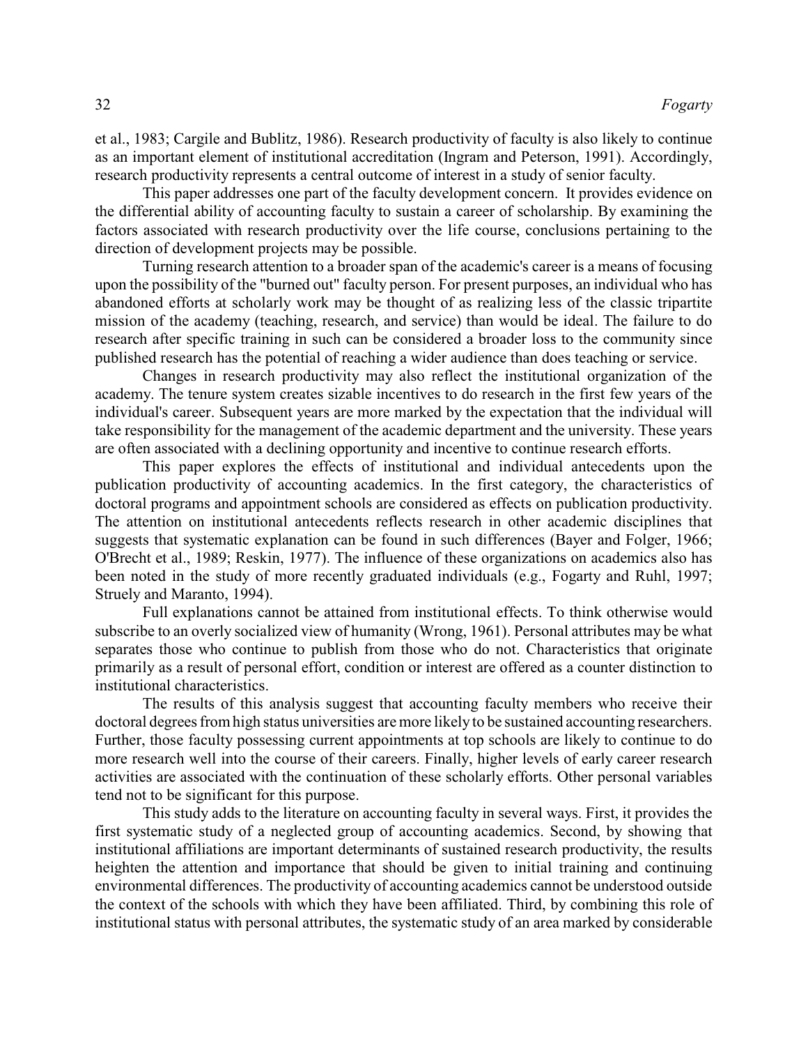et al., 1983; Cargile and Bublitz, 1986). Research productivity of faculty is also likely to continue as an important element of institutional accreditation (Ingram and Peterson, 1991). Accordingly, research productivity represents a central outcome of interest in a study of senior faculty.

This paper addresses one part of the faculty development concern. It provides evidence on the differential ability of accounting faculty to sustain a career of scholarship. By examining the factors associated with research productivity over the life course, conclusions pertaining to the direction of development projects may be possible.

Turning research attention to a broader span of the academic's career is a means of focusing upon the possibility of the "burned out" faculty person. For present purposes, an individual who has abandoned efforts at scholarly work may be thought of as realizing less of the classic tripartite mission of the academy (teaching, research, and service) than would be ideal. The failure to do research after specific training in such can be considered a broader loss to the community since published research has the potential of reaching a wider audience than does teaching or service.

Changes in research productivity may also reflect the institutional organization of the academy. The tenure system creates sizable incentives to do research in the first few years of the individual's career. Subsequent years are more marked by the expectation that the individual will take responsibility for the management of the academic department and the university. These years are often associated with a declining opportunity and incentive to continue research efforts.

This paper explores the effects of institutional and individual antecedents upon the publication productivity of accounting academics. In the first category, the characteristics of doctoral programs and appointment schools are considered as effects on publication productivity. The attention on institutional antecedents reflects research in other academic disciplines that suggests that systematic explanation can be found in such differences (Bayer and Folger, 1966; O'Brecht et al., 1989; Reskin, 1977). The influence of these organizations on academics also has been noted in the study of more recently graduated individuals (e.g., Fogarty and Ruhl, 1997; Struely and Maranto, 1994).

Full explanations cannot be attained from institutional effects. To think otherwise would subscribe to an overly socialized view of humanity (Wrong, 1961). Personal attributes may be what separates those who continue to publish from those who do not. Characteristics that originate primarily as a result of personal effort, condition or interest are offered as a counter distinction to institutional characteristics.

The results of this analysis suggest that accounting faculty members who receive their doctoral degrees from high status universities are more likely to be sustained accounting researchers. Further, those faculty possessing current appointments at top schools are likely to continue to do more research well into the course of their careers. Finally, higher levels of early career research activities are associated with the continuation of these scholarly efforts. Other personal variables tend not to be significant for this purpose.

This study adds to the literature on accounting faculty in several ways. First, it provides the first systematic study of a neglected group of accounting academics. Second, by showing that institutional affiliations are important determinants of sustained research productivity, the results heighten the attention and importance that should be given to initial training and continuing environmental differences. The productivity of accounting academics cannot be understood outside the context of the schools with which they have been affiliated. Third, by combining this role of institutional status with personal attributes, the systematic study of an area marked by considerable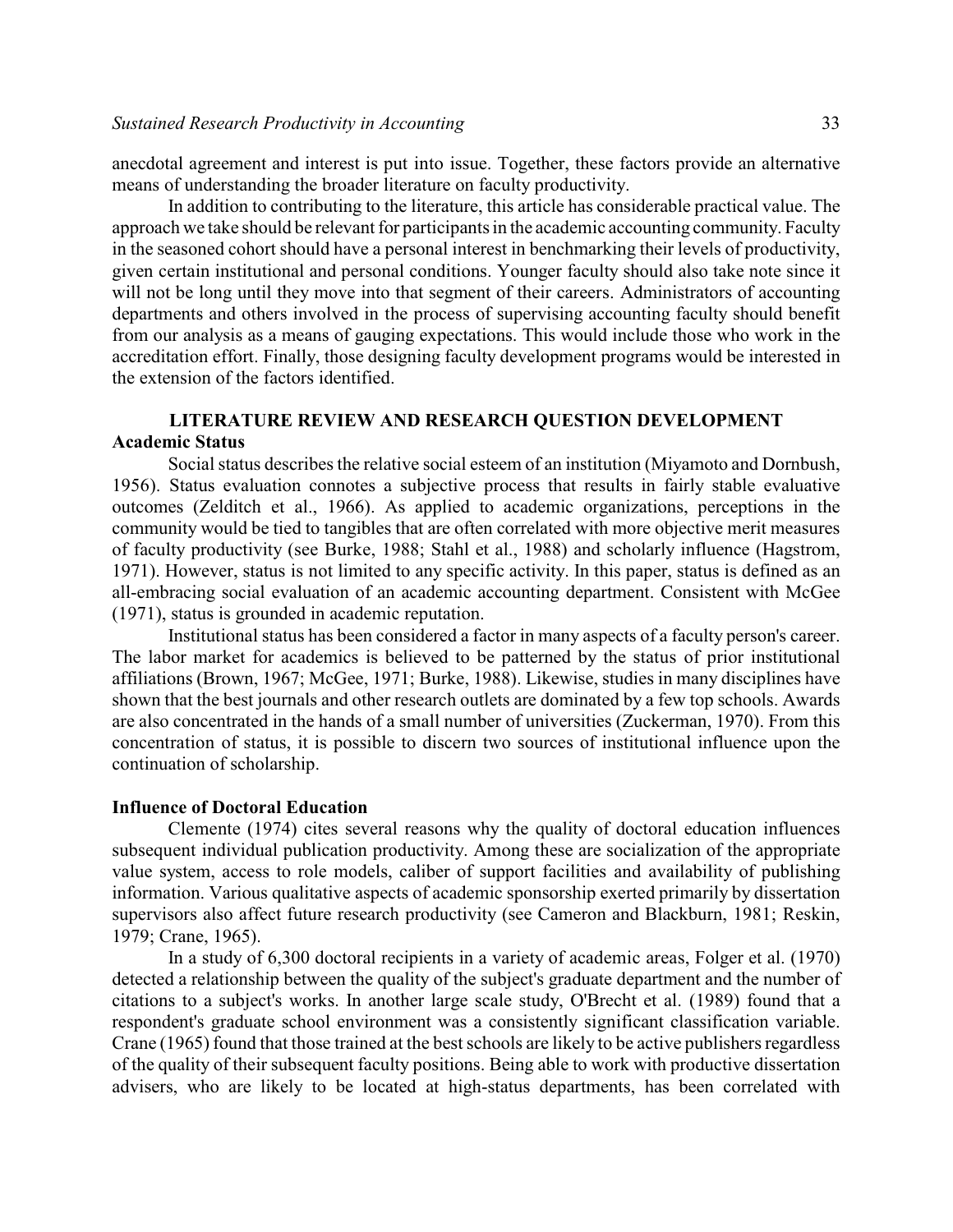anecdotal agreement and interest is put into issue. Together, these factors provide an alternative means of understanding the broader literature on faculty productivity.

In addition to contributing to the literature, this article has considerable practical value. The approach we take should be relevant for participants in the academic accounting community. Faculty in the seasoned cohort should have a personal interest in benchmarking their levels of productivity, given certain institutional and personal conditions. Younger faculty should also take note since it will not be long until they move into that segment of their careers. Administrators of accounting departments and others involved in the process of supervising accounting faculty should benefit from our analysis as a means of gauging expectations. This would include those who work in the accreditation effort. Finally, those designing faculty development programs would be interested in the extension of the factors identified.

## LITERATURE REVIEW AND RESEARCH QUESTION DEVELOPMENT

### Academic Status

Social status describes the relative social esteem of an institution (Miyamoto and Dornbush, 1956). Status evaluation connotes a subjective process that results in fairly stable evaluative outcomes (Zelditch et al., 1966). As applied to academic organizations, perceptions in the community would be tied to tangibles that are often correlated with more objective merit measures of faculty productivity (see Burke, 1988; Stahl et al., 1988) and scholarly influence (Hagstrom, 1971). However, status is not limited to any specific activity. In this paper, status is defined as an all-embracing social evaluation of an academic accounting department. Consistent with McGee (1971), status is grounded in academic reputation.

Institutional status has been considered a factor in many aspects of a faculty person's career. The labor market for academics is believed to be patterned by the status of prior institutional affiliations (Brown, 1967; McGee, 1971; Burke, 1988). Likewise, studies in many disciplines have shown that the best journals and other research outlets are dominated by a few top schools. Awards are also concentrated in the hands of a small number of universities (Zuckerman, 1970). From this concentration of status, it is possible to discern two sources of institutional influence upon the continuation of scholarship.

### Influence of Doctoral Education

Clemente (1974) cites several reasons why the quality of doctoral education influences subsequent individual publication productivity. Among these are socialization of the appropriate value system, access to role models, caliber of support facilities and availability of publishing information. Various qualitative aspects of academic sponsorship exerted primarily by dissertation supervisors also affect future research productivity (see Cameron and Blackburn, 1981; Reskin, 1979; Crane, 1965).

In a study of 6,300 doctoral recipients in a variety of academic areas, Folger et al. (1970) detected a relationship between the quality of the subject's graduate department and the number of citations to a subject's works. In another large scale study, O'Brecht et al. (1989) found that a respondent's graduate school environment was a consistently significant classification variable. Crane (1965) found that those trained at the best schools are likely to be active publishers regardless of the quality of their subsequent faculty positions. Being able to work with productive dissertation advisers, who are likely to be located at high-status departments, has been correlated with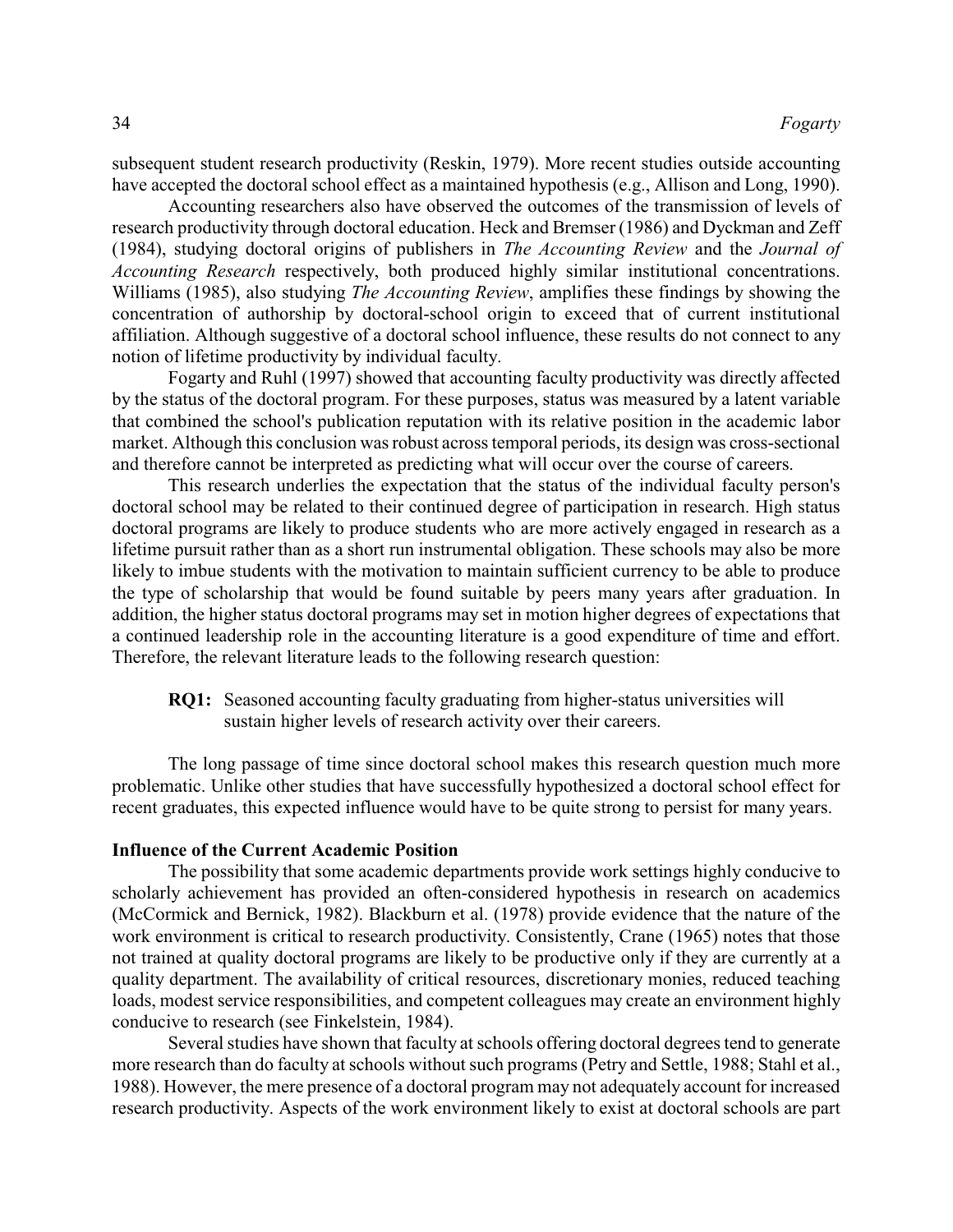subsequent student research productivity (Reskin, 1979). More recent studies outside accounting have accepted the doctoral school effect as a maintained hypothesis (e.g., Allison and Long, 1990).

Accounting researchers also have observed the outcomes of the transmission of levels of research productivity through doctoral education. Heck and Bremser (1986) and Dyckman and Zeff (1984), studying doctoral origins of publishers in *The Accounting Review* and the *Journal of Accounting Research* respectively, both produced highly similar institutional concentrations. Williams (1985), also studying *The Accounting Review*, amplifies these findings by showing the concentration of authorship by doctoral-school origin to exceed that of current institutional affiliation. Although suggestive of a doctoral school influence, these results do not connect to any notion of lifetime productivity by individual faculty.

Fogarty and Ruhl (1997) showed that accounting faculty productivity was directly affected by the status of the doctoral program. For these purposes, status was measured by a latent variable that combined the school's publication reputation with its relative position in the academic labor market. Although this conclusion was robust across temporal periods, its design was cross-sectional and therefore cannot be interpreted as predicting what will occur over the course of careers.

This research underlies the expectation that the status of the individual faculty person's doctoral school may be related to their continued degree of participation in research. High status doctoral programs are likely to produce students who are more actively engaged in research as a lifetime pursuit rather than as a short run instrumental obligation. These schools may also be more likely to imbue students with the motivation to maintain sufficient currency to be able to produce the type of scholarship that would be found suitable by peers many years after graduation. In addition, the higher status doctoral programs may set in motion higher degrees of expectations that a continued leadership role in the accounting literature is a good expenditure of time and effort. Therefore, the relevant literature leads to the following research question:

> **RQ1:** Seasoned accounting faculty graduating from higher-status universities will sustain higher levels of research activity over their careers.

The long passage of time since doctoral school makes this research question much more problematic. Unlike other studies that have successfully hypothesized a doctoral school effect for recent graduates, this expected influence would have to be quite strong to persist for many years.

### Influence of the Current Academic Position

The possibility that some academic departments provide work settings highly conducive to scholarly achievement has provided an often-considered hypothesis in research on academics (McCormick and Bernick, 1982). Blackburn et al. (1978) provide evidence that the nature of the work environment is critical to research productivity. Consistently, Crane (1965) notes that those not trained at quality doctoral programs are likely to be productive only if they are currently at a quality department. The availability of critical resources, discretionary monies, reduced teaching loads, modest service responsibilities, and competent colleagues may create an environment highly conducive to research (see Finkelstein, 1984).

Several studies have shown that faculty at schools offering doctoral degrees tend to generate more research than do faculty at schools without such programs (Petry and Settle, 1988; Stahl et al., 1988). However, the mere presence of a doctoral program may not adequately account for increased research productivity. Aspects of the work environment likely to exist at doctoral schools are part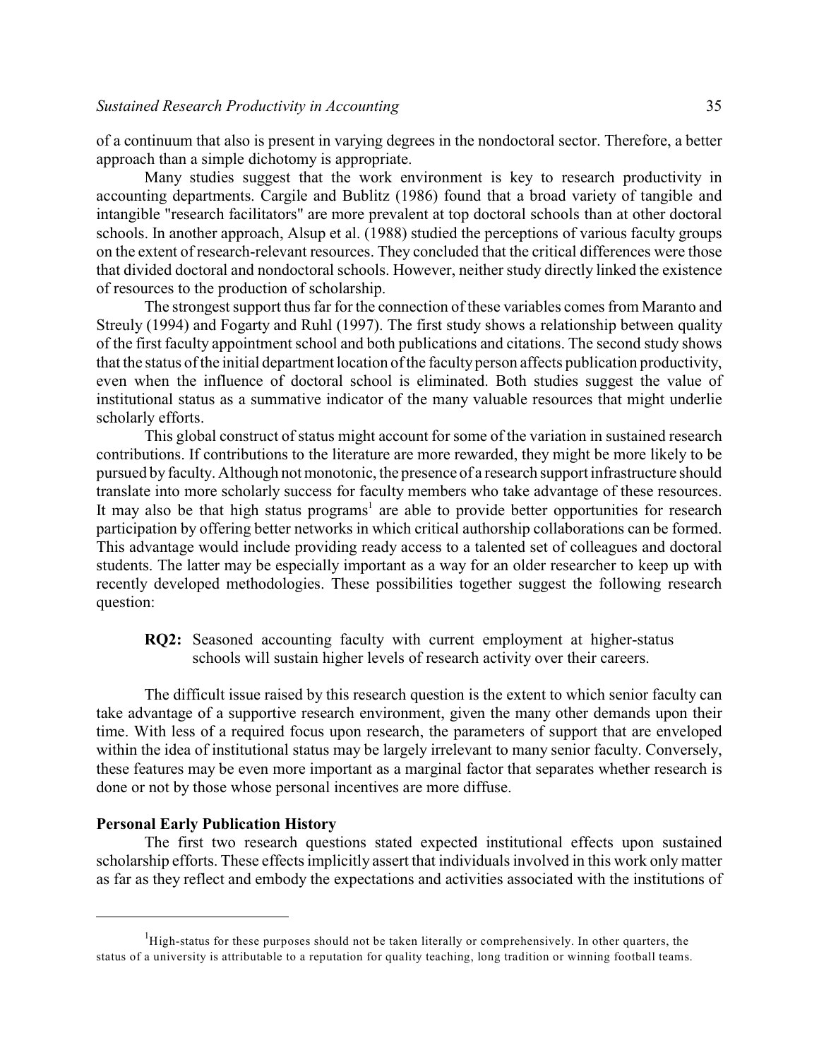of a continuum that also is present in varying degrees in the nondoctoral sector. Therefore, a better approach than a simple dichotomy is appropriate.

Many studies suggest that the work environment is key to research productivity in accounting departments. Cargile and Bublitz (1986) found that a broad variety of tangible and intangible "research facilitators" are more prevalent at top doctoral schools than at other doctoral schools. In another approach, Alsup et al. (1988) studied the perceptions of various faculty groups on the extent of research-relevant resources. They concluded that the critical differences were those that divided doctoral and nondoctoral schools. However, neither study directly linked the existence of resources to the production of scholarship.

The strongest support thus far for the connection of these variables comes from Maranto and Streuly (1994) and Fogarty and Ruhl (1997). The first study shows a relationship between quality of the first faculty appointment school and both publications and citations. The second study shows that the status of the initial department location of the faculty person affects publication productivity, even when the influence of doctoral school is eliminated. Both studies suggest the value of institutional status as a summative indicator of the many valuable resources that might underlie scholarly efforts.

This global construct of status might account for some of the variation in sustained research contributions. If contributions to the literature are more rewarded, they might be more likely to be pursued by faculty. Although not monotonic, the presence of a research support infrastructure should translate into more scholarly success for faculty members who take advantage of these resources. It may also be that high status programs[1] are able to provide better opportunities for research participation by offering better networks in which critical authorship collaborations can be formed. This advantage would include providing ready access to a talented set of colleagues and doctoral students. The latter may be especially important as a way for an older researcher to keep up with recently developed methodologies. These possibilities together suggest the following research question:

> **RQ2:** Seasoned accounting faculty with current employment at higher-status schools will sustain higher levels of research activity over their careers.

The difficult issue raised by this research question is the extent to which senior faculty can take advantage of a supportive research environment, given the many other demands upon their time. With less of a required focus upon research, the parameters of support that are enveloped within the idea of institutional status may be largely irrelevant to many senior faculty. Conversely, these features may be even more important as a marginal factor that separates whether research is done or not by those whose personal incentives are more diffuse.

### Personal Early Publication History

The first two research questions stated expected institutional effects upon sustained scholarship efforts. These effects implicitly assert that individuals involved in this work only matter as far as they reflect and embody the expectations and activities associated with the institutions of

---

[1] High-status for these purposes should not be taken literally or comprehensively. In other quarters, the status of a university is attributable to a reputation for quality teaching, long tradition or winning football teams.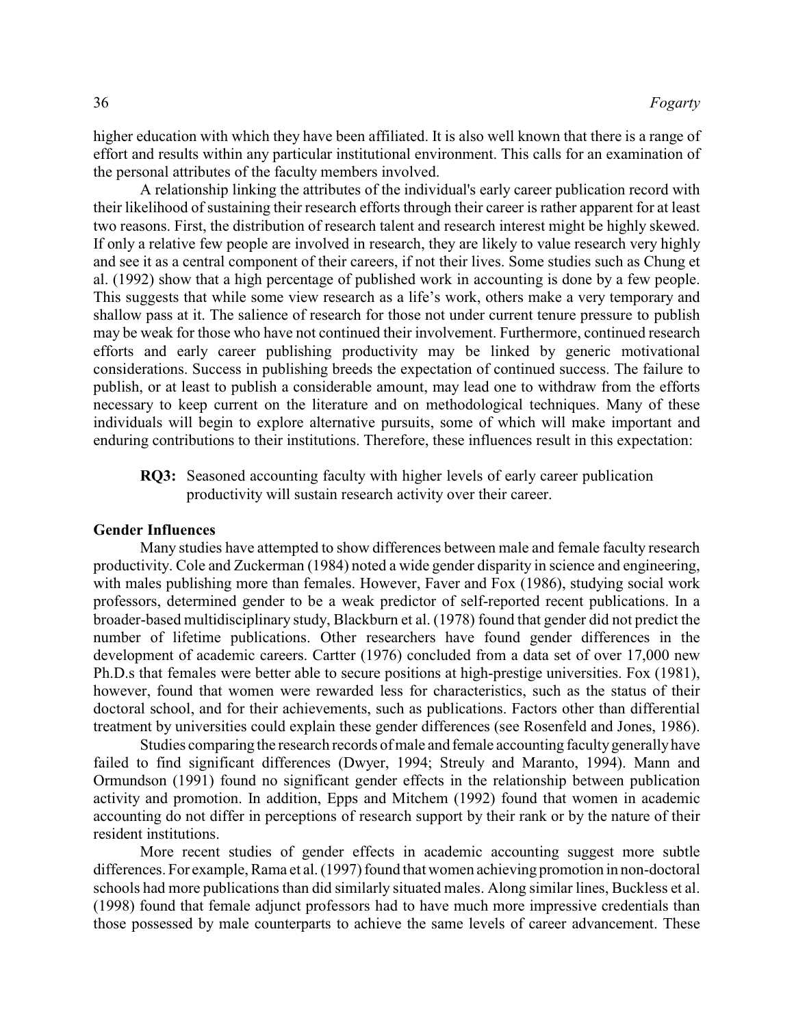higher education with which they have been affiliated. It is also well known that there is a range of effort and results within any particular institutional environment. This calls for an examination of the personal attributes of the faculty members involved.

A relationship linking the attributes of the individual's early career publication record with their likelihood of sustaining their research efforts through their career is rather apparent for at least two reasons. First, the distribution of research talent and research interest might be highly skewed. If only a relative few people are involved in research, they are likely to value research very highly and see it as a central component of their careers, if not their lives. Some studies such as Chung et al. (1992) show that a high percentage of published work in accounting is done by a few people. This suggests that while some view research as a life's work, others make a very temporary and shallow pass at it. The salience of research for those not under current tenure pressure to publish may be weak for those who have not continued their involvement. Furthermore, continued research efforts and early career publishing productivity may be linked by generic motivational considerations. Success in publishing breeds the expectation of continued success. The failure to publish, or at least to publish a considerable amount, may lead one to withdraw from the efforts necessary to keep current on the literature and on methodological techniques. Many of these individuals will begin to explore alternative pursuits, some of which will make important and enduring contributions to their institutions. Therefore, these influences result in this expectation:

> **RQ3:** Seasoned accounting faculty with higher levels of early career publication productivity will sustain research activity over their career.

### Gender Influences

Many studies have attempted to show differences between male and female faculty research productivity. Cole and Zuckerman (1984) noted a wide gender disparity in science and engineering, with males publishing more than females. However, Faver and Fox (1986), studying social work professors, determined gender to be a weak predictor of self-reported recent publications. In a broader-based multidisciplinary study, Blackburn et al. (1978) found that gender did not predict the number of lifetime publications. Other researchers have found gender differences in the development of academic careers. Cartter (1976) concluded from a data set of over 17,000 new Ph.D.s that females were better able to secure positions at high-prestige universities. Fox (1981), however, found that women were rewarded less for characteristics, such as the status of their doctoral school, and for their achievements, such as publications. Factors other than differential treatment by universities could explain these gender differences (see Rosenfeld and Jones, 1986).

Studies comparing the research records of male and female accounting faculty generally have failed to find significant differences (Dwyer, 1994; Streuly and Maranto, 1994). Mann and Ormundson (1991) found no significant gender effects in the relationship between publication activity and promotion. In addition, Epps and Mitchem (1992) found that women in academic accounting do not differ in perceptions of research support by their rank or by the nature of their resident institutions.

More recent studies of gender effects in academic accounting suggest more subtle differences. For example, Rama et al. (1997) found that women achieving promotion in non-doctoral schools had more publications than did similarly situated males. Along similar lines, Buckless et al. (1998) found that female adjunct professors had to have much more impressive credentials than those possessed by male counterparts to achieve the same levels of career advancement. These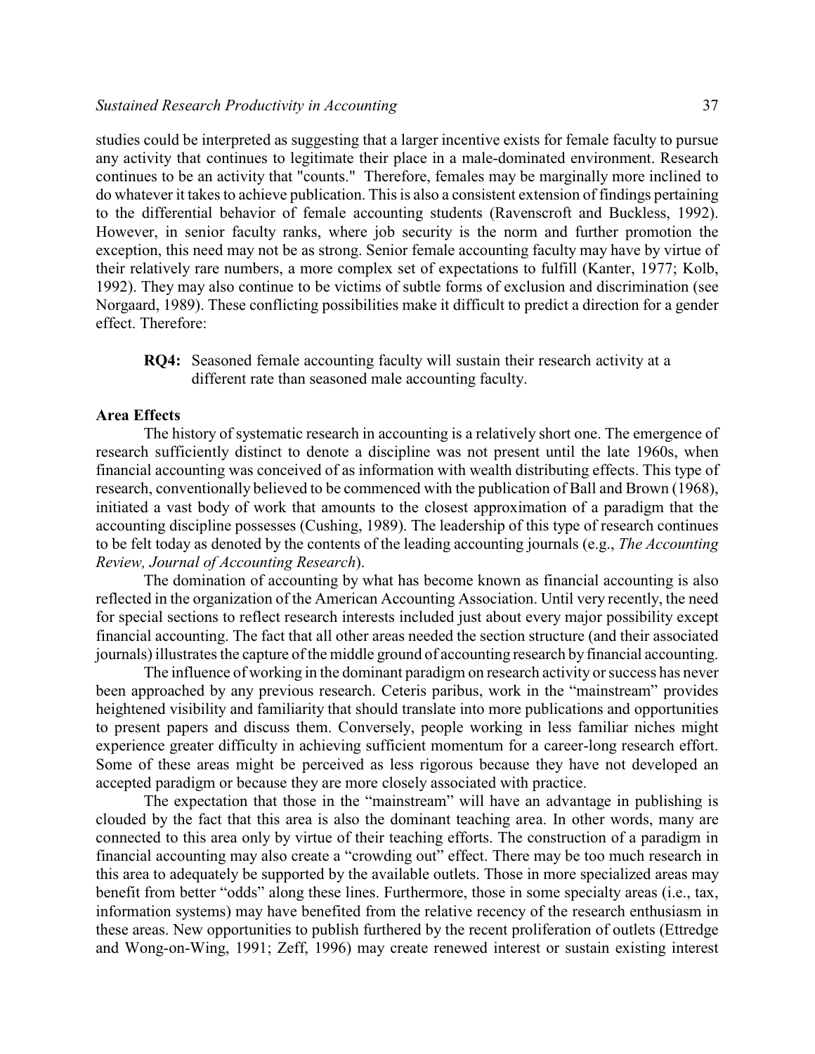studies could be interpreted as suggesting that a larger incentive exists for female faculty to pursue any activity that continues to legitimate their place in a male-dominated environment. Research continues to be an activity that "counts." Therefore, females may be marginally more inclined to do whatever it takes to achieve publication. This is also a consistent extension of findings pertaining to the differential behavior of female accounting students (Ravenscroft and Buckless, 1992). However, in senior faculty ranks, where job security is the norm and further promotion the exception, this need may not be as strong. Senior female accounting faculty may have by virtue of their relatively rare numbers, a more complex set of expectations to fulfill (Kanter, 1977; Kolb, 1992). They may also continue to be victims of subtle forms of exclusion and discrimination (see Norgaard, 1989). These conflicting possibilities make it difficult to predict a direction for a gender effect. Therefore:

> **RQ4:** Seasoned female accounting faculty will sustain their research activity at a different rate than seasoned male accounting faculty.

**Area Effects**

The history of systematic research in accounting is a relatively short one. The emergence of research sufficiently distinct to denote a discipline was not present until the late 1960s, when financial accounting was conceived of as information with wealth distributing effects. This type of research, conventionally believed to be commenced with the publication of Ball and Brown (1968), initiated a vast body of work that amounts to the closest approximation of a paradigm that the accounting discipline possesses (Cushing, 1989). The leadership of this type of research continues to be felt today as denoted by the contents of the leading accounting journals (e.g., *The Accounting Review, Journal of Accounting Research*).

The domination of accounting by what has become known as financial accounting is also reflected in the organization of the American Accounting Association. Until very recently, the need for special sections to reflect research interests included just about every major possibility except financial accounting. The fact that all other areas needed the section structure (and their associated journals) illustrates the capture of the middle ground of accounting research by financial accounting.

The influence of working in the dominant paradigm on research activity or success has never been approached by any previous research. Ceteris paribus, work in the "mainstream" provides heightened visibility and familiarity that should translate into more publications and opportunities to present papers and discuss them. Conversely, people working in less familiar niches might experience greater difficulty in achieving sufficient momentum for a career-long research effort. Some of these areas might be perceived as less rigorous because they have not developed an accepted paradigm or because they are more closely associated with practice.

The expectation that those in the "mainstream" will have an advantage in publishing is clouded by the fact that this area is also the dominant teaching area. In other words, many are connected to this area only by virtue of their teaching efforts. The construction of a paradigm in financial accounting may also create a "crowding out" effect. There may be too much research in this area to adequately be supported by the available outlets. Those in more specialized areas may benefit from better "odds" along these lines. Furthermore, those in some specialty areas (i.e., tax, information systems) may have benefited from the relative recency of the research enthusiasm in these areas. New opportunities to publish furthered by the recent proliferation of outlets (Ettredge and Wong-on-Wing, 1991; Zeff, 1996) may create renewed interest or sustain existing interest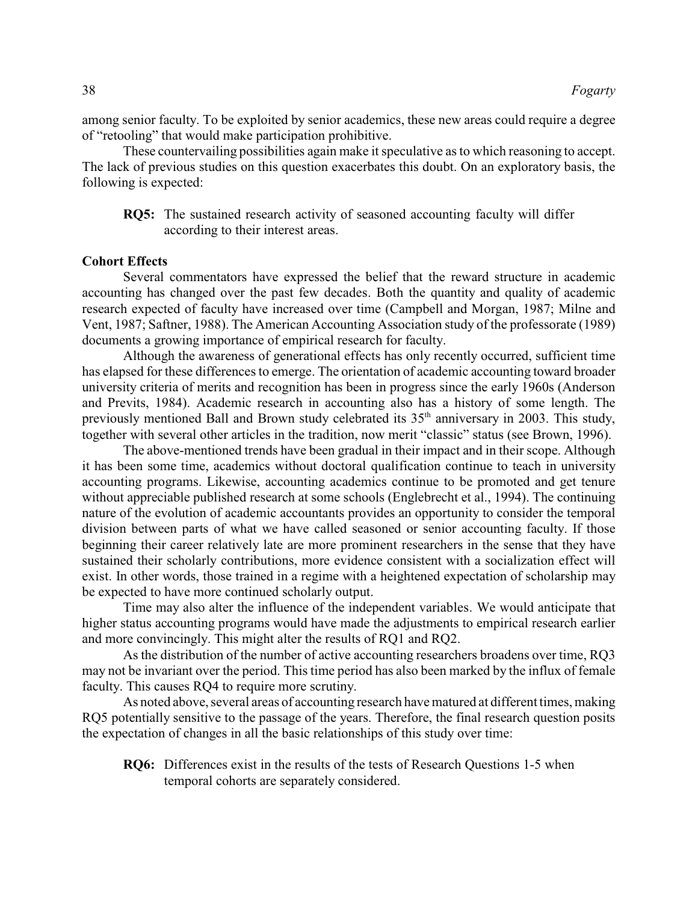among senior faculty. To be exploited by senior academics, these new areas could require a degree of "retooling" that would make participation prohibitive.

These countervailing possibilities again make it speculative as to which reasoning to accept. The lack of previous studies on this question exacerbates this doubt. On an exploratory basis, the following is expected:

> **RQ5:** The sustained research activity of seasoned accounting faculty will differ according to their interest areas.

**Cohort Effects**

Several commentators have expressed the belief that the reward structure in academic accounting has changed over the past few decades. Both the quantity and quality of academic research expected of faculty have increased over time (Campbell and Morgan, 1987; Milne and Vent, 1987; Saftner, 1988). The American Accounting Association study of the professorate (1989) documents a growing importance of empirical research for faculty.

Although the awareness of generational effects has only recently occurred, sufficient time has elapsed for these differences to emerge. The orientation of academic accounting toward broader university criteria of merits and recognition has been in progress since the early 1960s (Anderson and Previts, 1984). Academic research in accounting also has a history of some length. The previously mentioned Ball and Brown study celebrated its 35th anniversary in 2003. This study, together with several other articles in the tradition, now merit "classic" status (see Brown, 1996).

The above-mentioned trends have been gradual in their impact and in their scope. Although it has been some time, academics without doctoral qualification continue to teach in university accounting programs. Likewise, accounting academics continue to be promoted and get tenure without appreciable published research at some schools (Englebrecht et al., 1994). The continuing nature of the evolution of academic accountants provides an opportunity to consider the temporal division between parts of what we have called seasoned or senior accounting faculty. If those beginning their career relatively late are more prominent researchers in the sense that they have sustained their scholarly contributions, more evidence consistent with a socialization effect will exist. In other words, those trained in a regime with a heightened expectation of scholarship may be expected to have more continued scholarly output.

Time may also alter the influence of the independent variables. We would anticipate that higher status accounting programs would have made the adjustments to empirical research earlier and more convincingly. This might alter the results of RQ1 and RQ2.

As the distribution of the number of active accounting researchers broadens over time, RQ3 may not be invariant over the period. This time period has also been marked by the influx of female faculty. This causes RQ4 to require more scrutiny.

As noted above, several areas of accounting research have matured at different times, making RQ5 potentially sensitive to the passage of the years. Therefore, the final research question posits the expectation of changes in all the basic relationships of this study over time:

> **RQ6:** Differences exist in the results of the tests of Research Questions 1-5 when temporal cohorts are separately considered.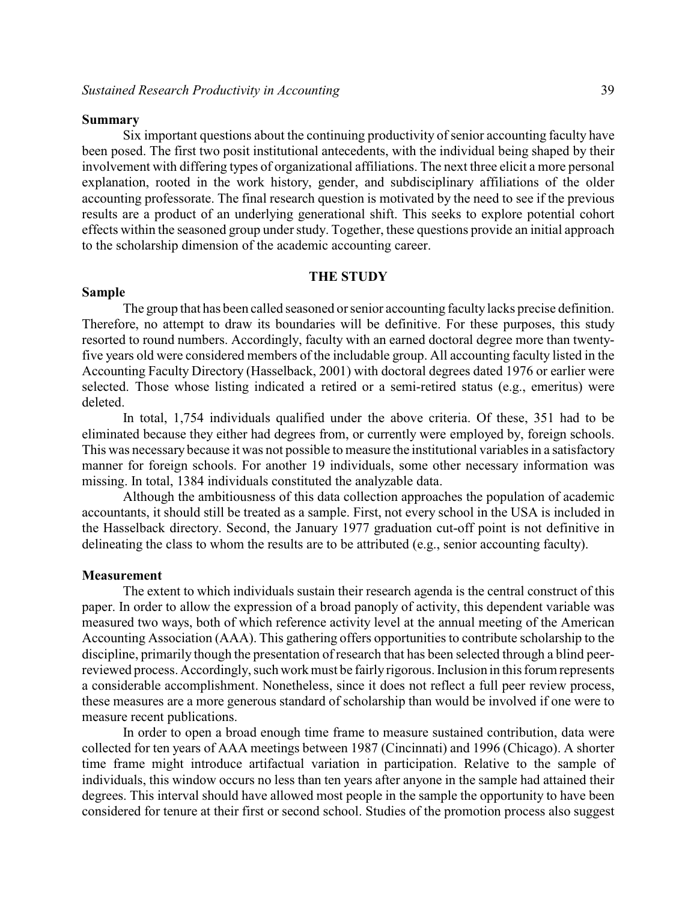### Summary

Six important questions about the continuing productivity of senior accounting faculty have been posed. The first two posit institutional antecedents, with the individual being shaped by their involvement with differing types of organizational affiliations. The next three elicit a more personal explanation, rooted in the work history, gender, and subdisciplinary affiliations of the older accounting professorate. The final research question is motivated by the need to see if the previous results are a product of an underlying generational shift. This seeks to explore potential cohort effects within the seasoned group under study. Together, these questions provide an initial approach to the scholarship dimension of the academic accounting career.

## THE STUDY

### Sample

The group that has been called seasoned or senior accounting faculty lacks precise definition. Therefore, no attempt to draw its boundaries will be definitive. For these purposes, this study resorted to round numbers. Accordingly, faculty with an earned doctoral degree more than twenty-five years old were considered members of the includable group. All accounting faculty listed in the Accounting Faculty Directory (Hasselback, 2001) with doctoral degrees dated 1976 or earlier were selected. Those whose listing indicated a retired or a semi-retired status (e.g., emeritus) were deleted.

In total, 1,754 individuals qualified under the above criteria. Of these, 351 had to be eliminated because they either had degrees from, or currently were employed by, foreign schools. This was necessary because it was not possible to measure the institutional variables in a satisfactory manner for foreign schools. For another 19 individuals, some other necessary information was missing. In total, 1384 individuals constituted the analyzable data.

Although the ambitiousness of this data collection approaches the population of academic accountants, it should still be treated as a sample. First, not every school in the USA is included in the Hasselback directory. Second, the January 1977 graduation cut-off point is not definitive in delineating the class to whom the results are to be attributed (e.g., senior accounting faculty).

### Measurement

The extent to which individuals sustain their research agenda is the central construct of this paper. In order to allow the expression of a broad panoply of activity, this dependent variable was measured two ways, both of which reference activity level at the annual meeting of the American Accounting Association (AAA). This gathering offers opportunities to contribute scholarship to the discipline, primarily though the presentation of research that has been selected through a blind peer-reviewed process. Accordingly, such work must be fairly rigorous. Inclusion in this forum represents a considerable accomplishment. Nonetheless, since it does not reflect a full peer review process, these measures are a more generous standard of scholarship than would be involved if one were to measure recent publications.

In order to open a broad enough time frame to measure sustained contribution, data were collected for ten years of AAA meetings between 1987 (Cincinnati) and 1996 (Chicago). A shorter time frame might introduce artifactual variation in participation. Relative to the sample of individuals, this window occurs no less than ten years after anyone in the sample had attained their degrees. This interval should have allowed most people in the sample the opportunity to have been considered for tenure at their first or second school. Studies of the promotion process also suggest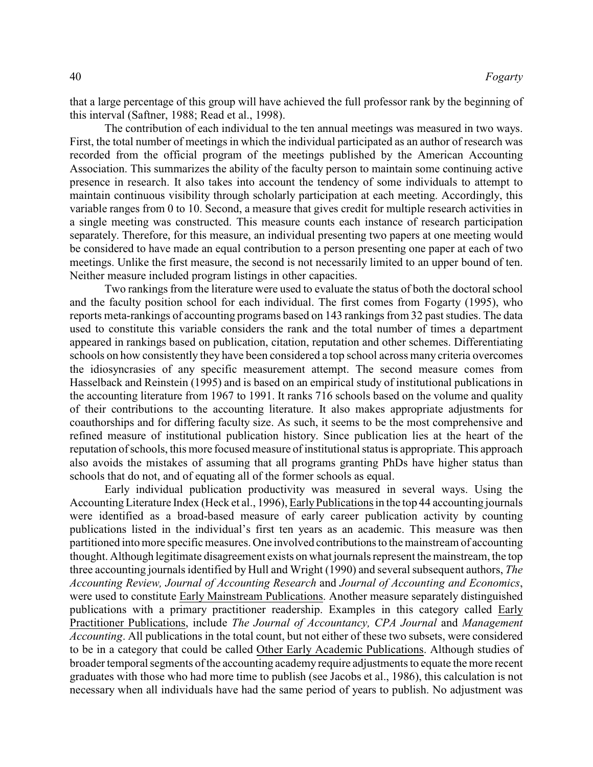that a large percentage of this group will have achieved the full professor rank by the beginning of this interval (Saftner, 1988; Read et al., 1998).

The contribution of each individual to the ten annual meetings was measured in two ways. First, the total number of meetings in which the individual participated as an author of research was recorded from the official program of the meetings published by the American Accounting Association. This summarizes the ability of the faculty person to maintain some continuing active presence in research. It also takes into account the tendency of some individuals to attempt to maintain continuous visibility through scholarly participation at each meeting. Accordingly, this variable ranges from 0 to 10. Second, a measure that gives credit for multiple research activities in a single meeting was constructed. This measure counts each instance of research participation separately. Therefore, for this measure, an individual presenting two papers at one meeting would be considered to have made an equal contribution to a person presenting one paper at each of two meetings. Unlike the first measure, the second is not necessarily limited to an upper bound of ten. Neither measure included program listings in other capacities.

Two rankings from the literature were used to evaluate the status of both the doctoral school and the faculty position school for each individual. The first comes from Fogarty (1995), who reports meta-rankings of accounting programs based on 143 rankings from 32 past studies. The data used to constitute this variable considers the rank and the total number of times a department appeared in rankings based on publication, citation, reputation and other schemes. Differentiating schools on how consistently they have been considered a top school across many criteria overcomes the idiosyncrasies of any specific measurement attempt. The second measure comes from Hasselback and Reinstein (1995) and is based on an empirical study of institutional publications in the accounting literature from 1967 to 1991. It ranks 716 schools based on the volume and quality of their contributions to the accounting literature. It also makes appropriate adjustments for coauthorships and for differing faculty size. As such, it seems to be the most comprehensive and refined measure of institutional publication history. Since publication lies at the heart of the reputation of schools, this more focused measure of institutional status is appropriate. This approach also avoids the mistakes of assuming that all programs granting PhDs have higher status than schools that do not, and of equating all of the former schools as equal.

Early individual publication productivity was measured in several ways. Using the Accounting Literature Index (Heck et al., 1996), <u>Early Publications</u> in the top 44 accounting journals were identified as a broad-based measure of early career publication activity by counting publications listed in the individual's first ten years as an academic. This measure was then partitioned into more specific measures. One involved contributions to the mainstream of accounting thought. Although legitimate disagreement exists on what journals represent the mainstream, the top three accounting journals identified by Hull and Wright (1990) and several subsequent authors, *The Accounting Review, Journal of Accounting Research* and *Journal of Accounting and Economics*, were used to constitute <u>Early Mainstream Publications</u>. Another measure separately distinguished publications with a primary practitioner readership. Examples in this category called <u>Early Practitioner Publications</u>, include *The Journal of Accountancy, CPA Journal* and *Management Accounting*. All publications in the total count, but not either of these two subsets, were considered to be in a category that could be called <u>Other Early Academic Publications</u>. Although studies of broader temporal segments of the accounting academy require adjustments to equate the more recent graduates with those who had more time to publish (see Jacobs et al., 1986), this calculation is not necessary when all individuals have had the same period of years to publish. No adjustment was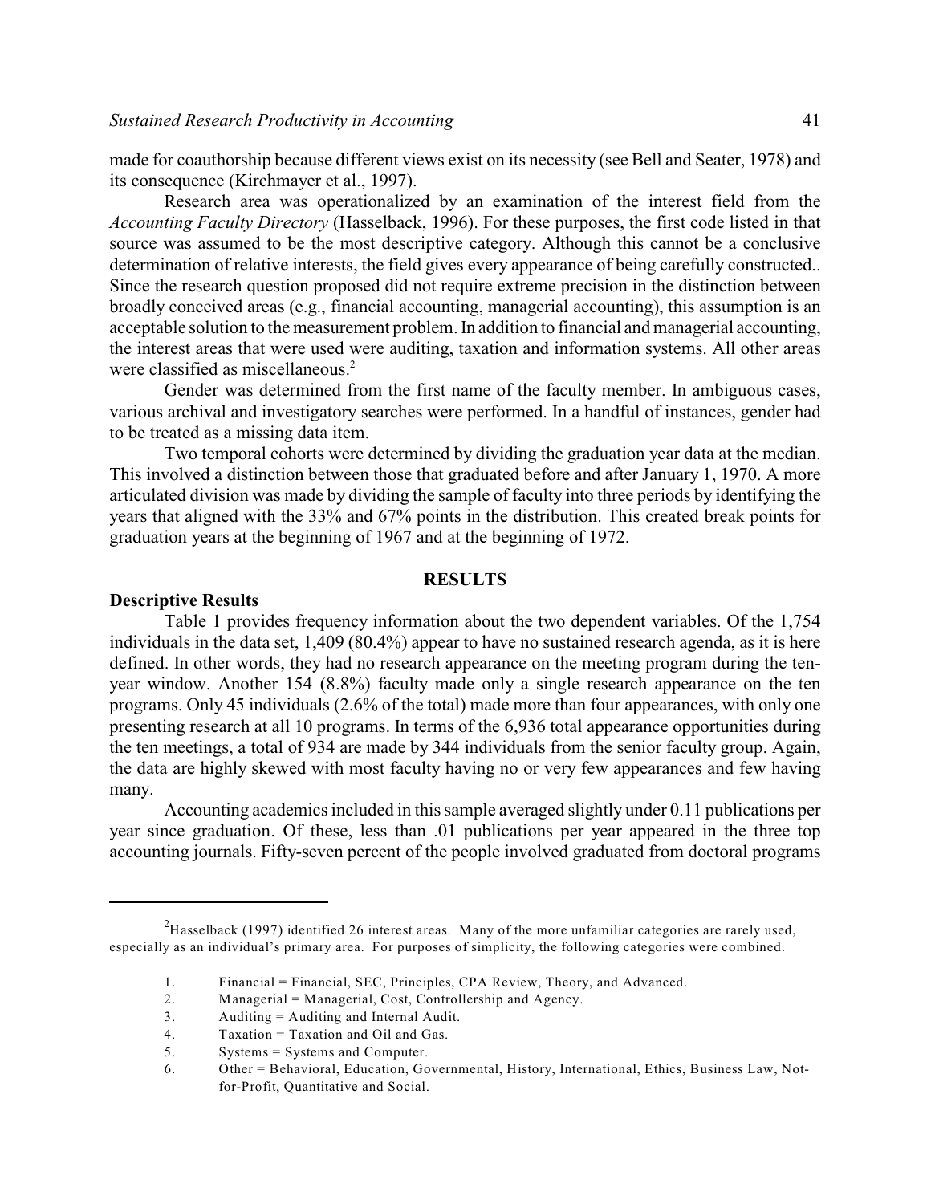made for coauthorship because different views exist on its necessity (see Bell and Seater, 1978) and its consequence (Kirchmayer et al., 1997).

Research area was operationalized by an examination of the interest field from the *Accounting Faculty Directory* (Hasselback, 1996). For these purposes, the first code listed in that source was assumed to be the most descriptive category. Although this cannot be a conclusive determination of relative interests, the field gives every appearance of being carefully constructed.. Since the research question proposed did not require extreme precision in the distinction between broadly conceived areas (e.g., financial accounting, managerial accounting), this assumption is an acceptable solution to the measurement problem. In addition to financial and managerial accounting, the interest areas that were used were auditing, taxation and information systems. All other areas were classified as miscellaneous.[2]

Gender was determined from the first name of the faculty member. In ambiguous cases, various archival and investigatory searches were performed. In a handful of instances, gender had to be treated as a missing data item.

Two temporal cohorts were determined by dividing the graduation year data at the median. This involved a distinction between those that graduated before and after January 1, 1970. A more articulated division was made by dividing the sample of faculty into three periods by identifying the years that aligned with the 33% and 67% points in the distribution. This created break points for graduation years at the beginning of 1967 and at the beginning of 1972.

## RESULTS

### Descriptive Results

Table 1 provides frequency information about the two dependent variables. Of the 1,754 individuals in the data set, 1,409 (80.4%) appear to have no sustained research agenda, as it is here defined. In other words, they had no research appearance on the meeting program during the ten-year window. Another 154 (8.8%) faculty made only a single research appearance on the ten programs. Only 45 individuals (2.6% of the total) made more than four appearances, with only one presenting research at all 10 programs. In terms of the 6,936 total appearance opportunities during the ten meetings, a total of 934 are made by 344 individuals from the senior faculty group. Again, the data are highly skewed with most faculty having no or very few appearances and few having many.

Accounting academics included in this sample averaged slightly under 0.11 publications per year since graduation. Of these, less than .01 publications per year appeared in the three top accounting journals. Fifty-seven percent of the people involved graduated from doctoral programs

---

[2] Hasselback (1997) identified 26 interest areas. Many of the more unfamiliar categories are rarely used, especially as an individual's primary area. For purposes of simplicity, the following categories were combined.

1. Financial = Financial, SEC, Principles, CPA Review, Theory, and Advanced.
2. Managerial = Managerial, Cost, Controllership and Agency.
3. Auditing = Auditing and Internal Audit.
4. Taxation = Taxation and Oil and Gas.
5. Systems = Systems and Computer.
6. Other = Behavioral, Education, Governmental, History, International, Ethics, Business Law, Not-for-Profit, Quantitative and Social.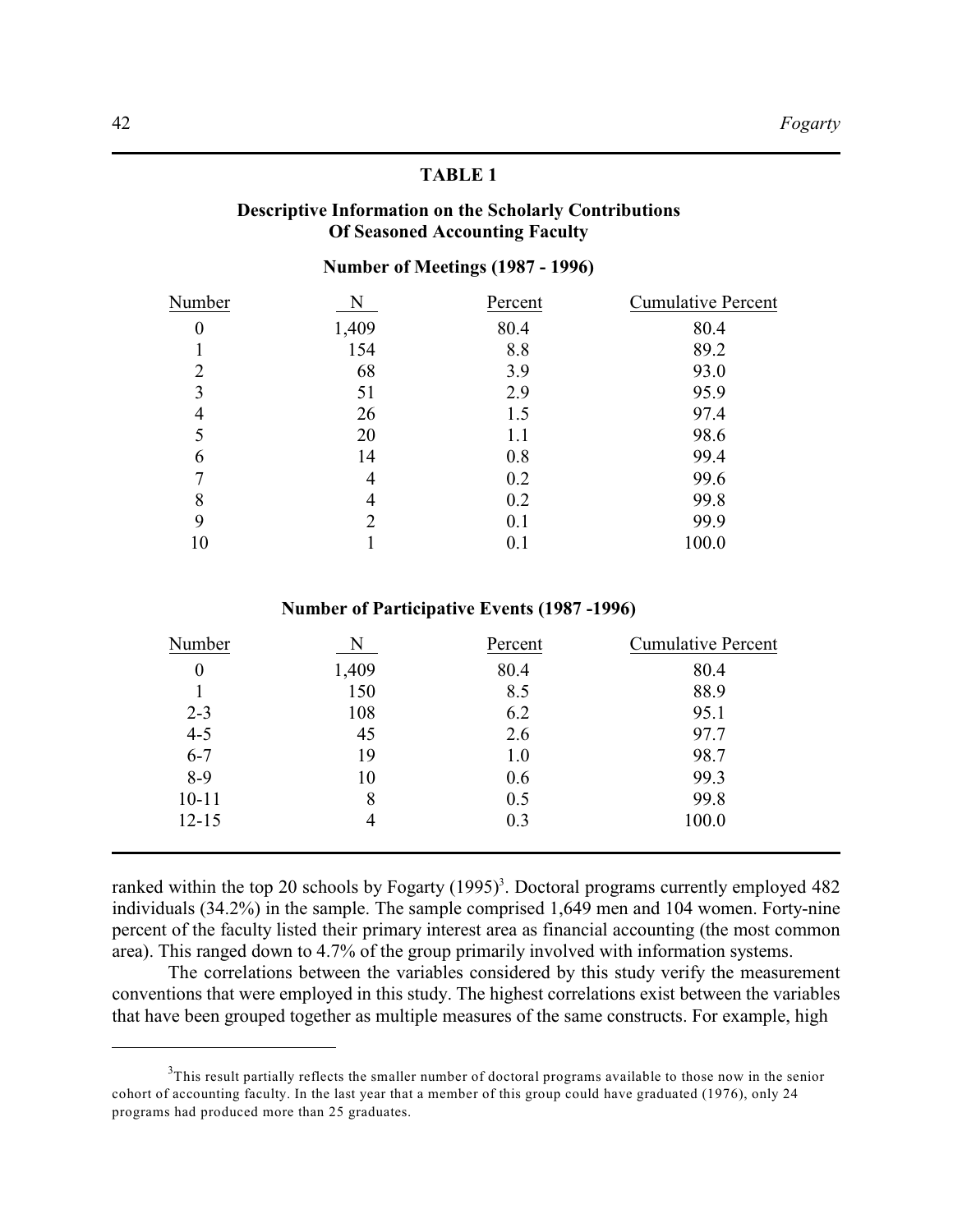**TABLE 1**

**Descriptive Information on the Scholarly Contributions Of Seasoned Accounting Faculty**

**Number of Meetings (1987 - 1996)**

| Number | N | Percent | Cumulative Percent |
|---|---|---|---|
| 0 | 1,409 | 80.4 | 80.4 |
| 1 | 154 | 8.8 | 89.2 |
| 2 | 68 | 3.9 | 93.0 |
| 3 | 51 | 2.9 | 95.9 |
| 4 | 26 | 1.5 | 97.4 |
| 5 | 20 | 1.1 | 98.6 |
| 6 | 14 | 0.8 | 99.4 |
| 7 | 4 | 0.2 | 99.6 |
| 8 | 4 | 0.2 | 99.8 |
| 9 | 2 | 0.1 | 99.9 |
| 10 | 1 | 0.1 | 100.0 |

**Number of Participative Events (1987 -1996)**

| Number | N | Percent | Cumulative Percent |
|---|---|---|---|
| 0 | 1,409 | 80.4 | 80.4 |
| 1 | 150 | 8.5 | 88.9 |
| 2-3 | 108 | 6.2 | 95.1 |
| 4-5 | 45 | 2.6 | 97.7 |
| 6-7 | 19 | 1.0 | 98.7 |
| 8-9 | 10 | 0.6 | 99.3 |
| 10-11 | 8 | 0.5 | 99.8 |
| 12-15 | 4 | 0.3 | 100.0 |

ranked within the top 20 schools by Fogarty (1995)[3]. Doctoral programs currently employed 482 individuals (34.2%) in the sample. The sample comprised 1,649 men and 104 women. Forty-nine percent of the faculty listed their primary interest area as financial accounting (the most common area). This ranged down to 4.7% of the group primarily involved with information systems.

The correlations between the variables considered by this study verify the measurement conventions that were employed in this study. The highest correlations exist between the variables that have been grouped together as multiple measures of the same constructs. For example, high

---

[3]This result partially reflects the smaller number of doctoral programs available to those now in the senior cohort of accounting faculty. In the last year that a member of this group could have graduated (1976), only 24 programs had produced more than 25 graduates.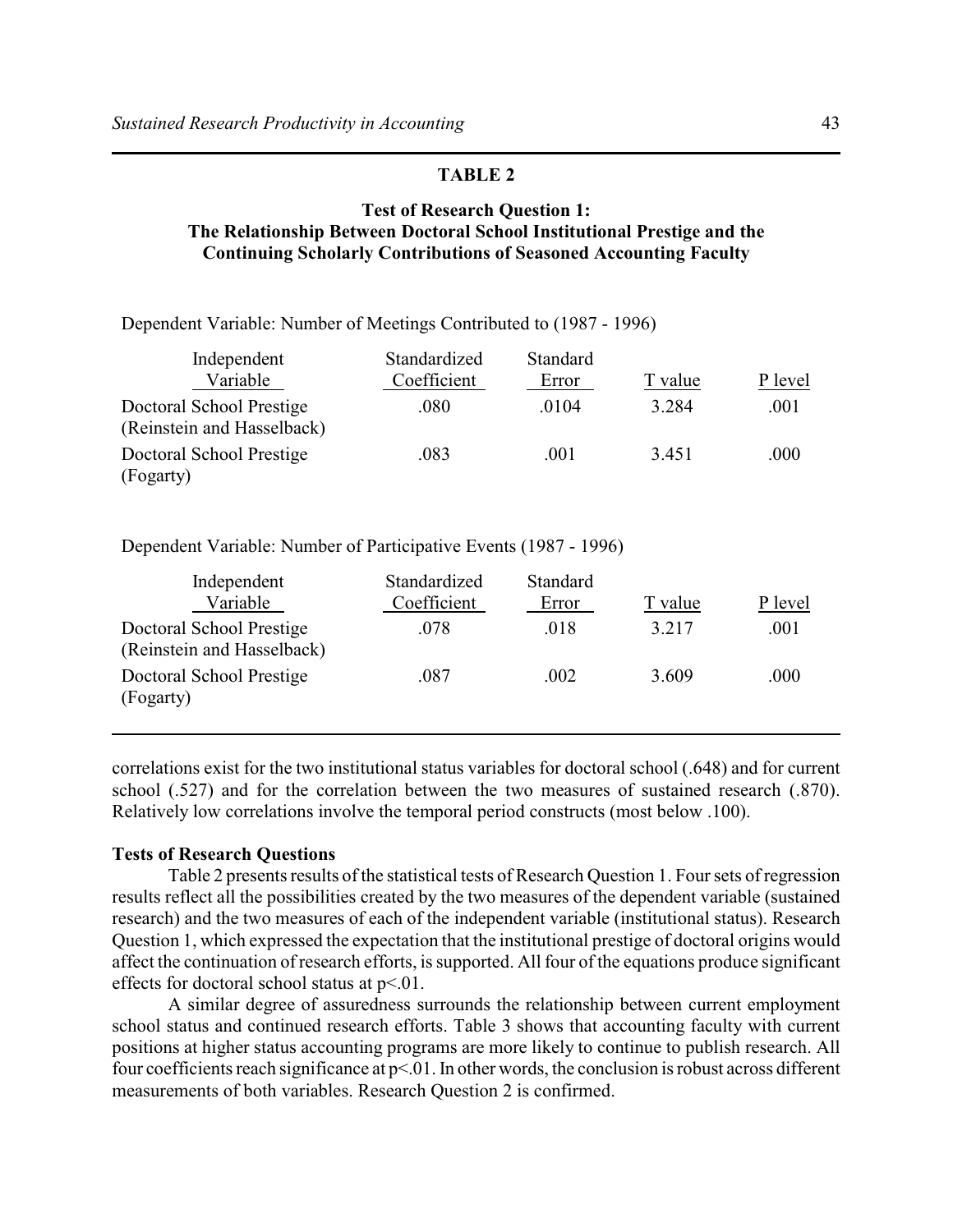**TABLE 2**

**Test of Research Question 1:**
**The Relationship Between Doctoral School Institutional Prestige and the Continuing Scholarly Contributions of Seasoned Accounting Faculty**

Dependent Variable: Number of Meetings Contributed to (1987 - 1996)

| Independent Variable | Standardized Coefficient | Standard Error | T value | P level |
|---|---|---|---|---|
| Doctoral School Prestige (Reinstein and Hasselback) | .080 | .0104 | 3.284 | .001 |
| Doctoral School Prestige (Fogarty) | .083 | .001 | 3.451 | .000 |

Dependent Variable: Number of Participative Events (1987 - 1996)

| Independent Variable | Standardized Coefficient | Standard Error | T value | P level |
|---|---|---|---|---|
| Doctoral School Prestige (Reinstein and Hasselback) | .078 | .018 | 3.217 | .001 |
| Doctoral School Prestige (Fogarty) | .087 | .002 | 3.609 | .000 |

correlations exist for the two institutional status variables for doctoral school (.648) and for current school (.527) and for the correlation between the two measures of sustained research (.870). Relatively low correlations involve the temporal period constructs (most below .100).

### Tests of Research Questions

Table 2 presents results of the statistical tests of Research Question 1. Four sets of regression results reflect all the possibilities created by the two measures of the dependent variable (sustained research) and the two measures of each of the independent variable (institutional status). Research Question 1, which expressed the expectation that the institutional prestige of doctoral origins would affect the continuation of research efforts, is supported. All four of the equations produce significant effects for doctoral school status at $p<.01$.

A similar degree of assuredness surrounds the relationship between current employment school status and continued research efforts. Table 3 shows that accounting faculty with current positions at higher status accounting programs are more likely to continue to publish research. All four coefficients reach significance at $p<.01$. In other words, the conclusion is robust across different measurements of both variables. Research Question 2 is confirmed.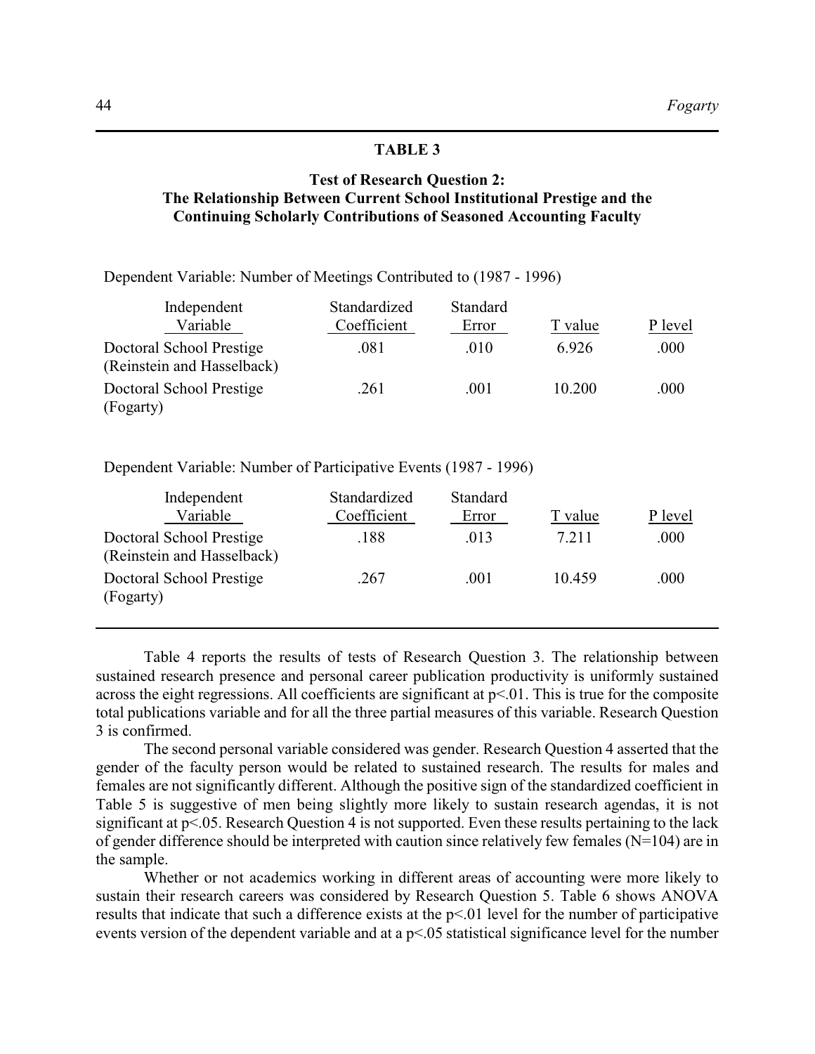**TABLE 3**

**Test of Research Question 2:**
**The Relationship Between Current School Institutional Prestige and the Continuing Scholarly Contributions of Seasoned Accounting Faculty**

Dependent Variable: Number of Meetings Contributed to (1987 - 1996)

| Independent Variable | Standardized Coefficient | Standard Error | T value | P level |
|---|---|---|---|---|
| Doctoral School Prestige (Reinstein and Hasselback) | .081 | .010 | 6.926 | .000 |
| Doctoral School Prestige (Fogarty) | .261 | .001 | 10.200 | .000 |

Dependent Variable: Number of Participative Events (1987 - 1996)

| Independent Variable | Standardized Coefficient | Standard Error | T value | P level |
|---|---|---|---|---|
| Doctoral School Prestige (Reinstein and Hasselback) | .188 | .013 | 7.211 | .000 |
| Doctoral School Prestige (Fogarty) | .267 | .001 | 10.459 | .000 |

Table 4 reports the results of tests of Research Question 3. The relationship between sustained research presence and personal career publication productivity is uniformly sustained across the eight regressions. All coefficients are significant at $p<.01$. This is true for the composite total publications variable and for all the three partial measures of this variable. Research Question 3 is confirmed.

The second personal variable considered was gender. Research Question 4 asserted that the gender of the faculty person would be related to sustained research. The results for males and females are not significantly different. Although the positive sign of the standardized coefficient in Table 5 is suggestive of men being slightly more likely to sustain research agendas, it is not significant at $p<.05$. Research Question 4 is not supported. Even these results pertaining to the lack of gender difference should be interpreted with caution since relatively few females (N=104) are in the sample.

Whether or not academics working in different areas of accounting were more likely to sustain their research careers was considered by Research Question 5. Table 6 shows ANOVA results that indicate that such a difference exists at the $p<.01$ level for the number of participative events version of the dependent variable and at a $p<.05$ statistical significance level for the number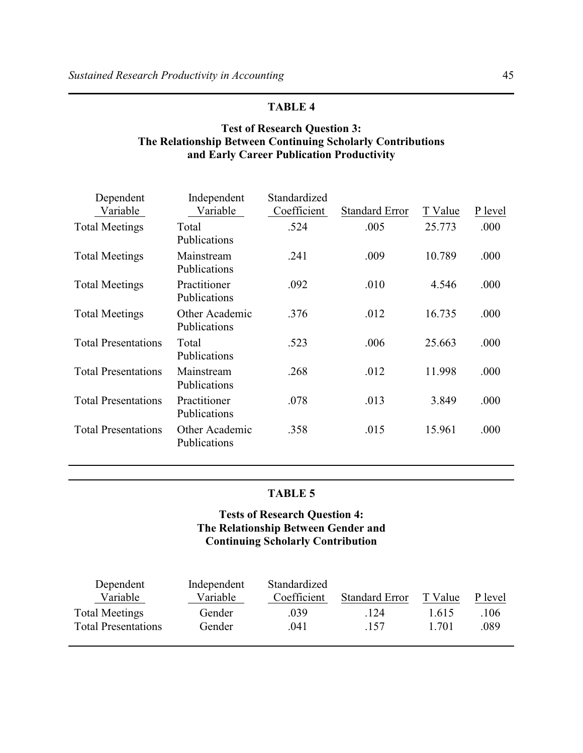**TABLE 4**

**Test of Research Question 3: The Relationship Between Continuing Scholarly Contributions and Early Career Publication Productivity**

| Dependent Variable | Independent Variable | Standardized Coefficient | Standard Error | T Value | P level |
|---|---|---|---|---|---|
| Total Meetings | Total Publications | .524 | .005 | 25.773 | .000 |
| Total Meetings | Mainstream Publications | .241 | .009 | 10.789 | .000 |
| Total Meetings | Practitioner Publications | .092 | .010 | 4.546 | .000 |
| Total Meetings | Other Academic Publications | .376 | .012 | 16.735 | .000 |
| Total Presentations | Total Publications | .523 | .006 | 25.663 | .000 |
| Total Presentations | Mainstream Publications | .268 | .012 | 11.998 | .000 |
| Total Presentations | Practitioner Publications | .078 | .013 | 3.849 | .000 |
| Total Presentations | Other Academic Publications | .358 | .015 | 15.961 | .000 |

**TABLE 5**

**Tests of Research Question 4: The Relationship Between Gender and Continuing Scholarly Contribution**

| Dependent Variable | Independent Variable | Standardized Coefficient | Standard Error | T Value | P level |
|---|---|---|---|---|---|
| Total Meetings | Gender | .039 | .124 | 1.615 | .106 |
| Total Presentations | Gender | .041 | .157 | 1.701 | .089 |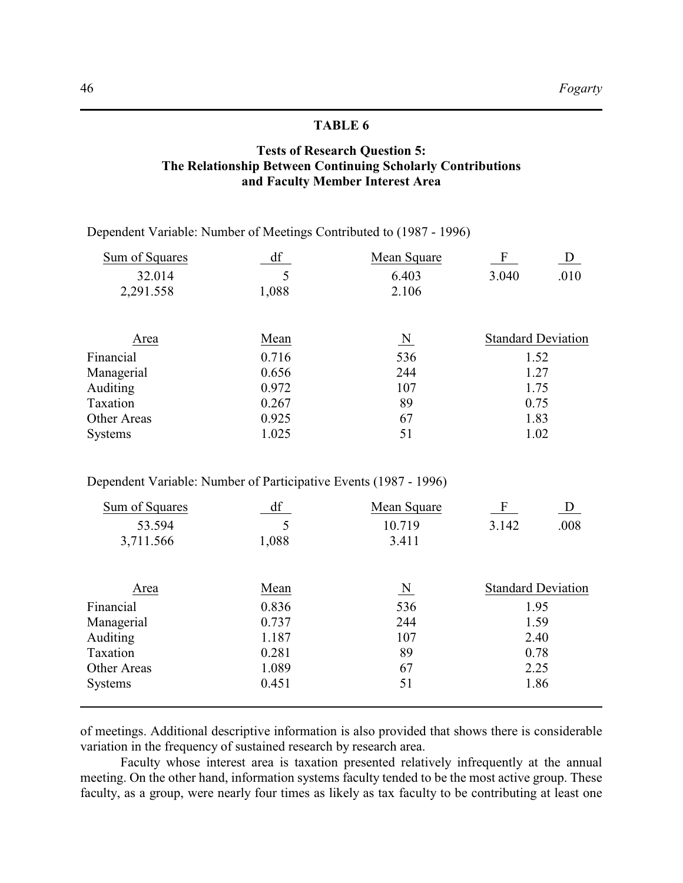**TABLE 6**

**Tests of Research Question 5: The Relationship Between Continuing Scholarly Contributions and Faculty Member Interest Area**

Dependent Variable: Number of Meetings Contributed to (1987 - 1996)

| Sum of Squares | df | Mean Square | F | D |
|---|---|---|---|---|
| 32.014 | 5 | 6.403 | 3.040 | .010 |
| 2,291.558 | 1,088 | 2.106 | | |

| Area | Mean | N | Standard Deviation |
|---|---|---|---|
| Financial | 0.716 | 536 | 1.52 |
| Managerial | 0.656 | 244 | 1.27 |
| Auditing | 0.972 | 107 | 1.75 |
| Taxation | 0.267 | 89 | 0.75 |
| Other Areas | 0.925 | 67 | 1.83 |
| Systems | 1.025 | 51 | 1.02 |

Dependent Variable: Number of Participative Events (1987 - 1996)

| Sum of Squares | df | Mean Square | F | D |
|---|---|---|---|---|
| 53.594 | 5 | 10.719 | 3.142 | .008 |
| 3,711.566 | 1,088 | 3.411 | | |

| Area | Mean | N | Standard Deviation |
|---|---|---|---|
| Financial | 0.836 | 536 | 1.95 |
| Managerial | 0.737 | 244 | 1.59 |
| Auditing | 1.187 | 107 | 2.40 |
| Taxation | 0.281 | 89 | 0.78 |
| Other Areas | 1.089 | 67 | 2.25 |
| Systems | 0.451 | 51 | 1.86 |

of meetings. Additional descriptive information is also provided that shows there is considerable variation in the frequency of sustained research by research area.

Faculty whose interest area is taxation presented relatively infrequently at the annual meeting. On the other hand, information systems faculty tended to be the most active group. These faculty, as a group, were nearly four times as likely as tax faculty to be contributing at least one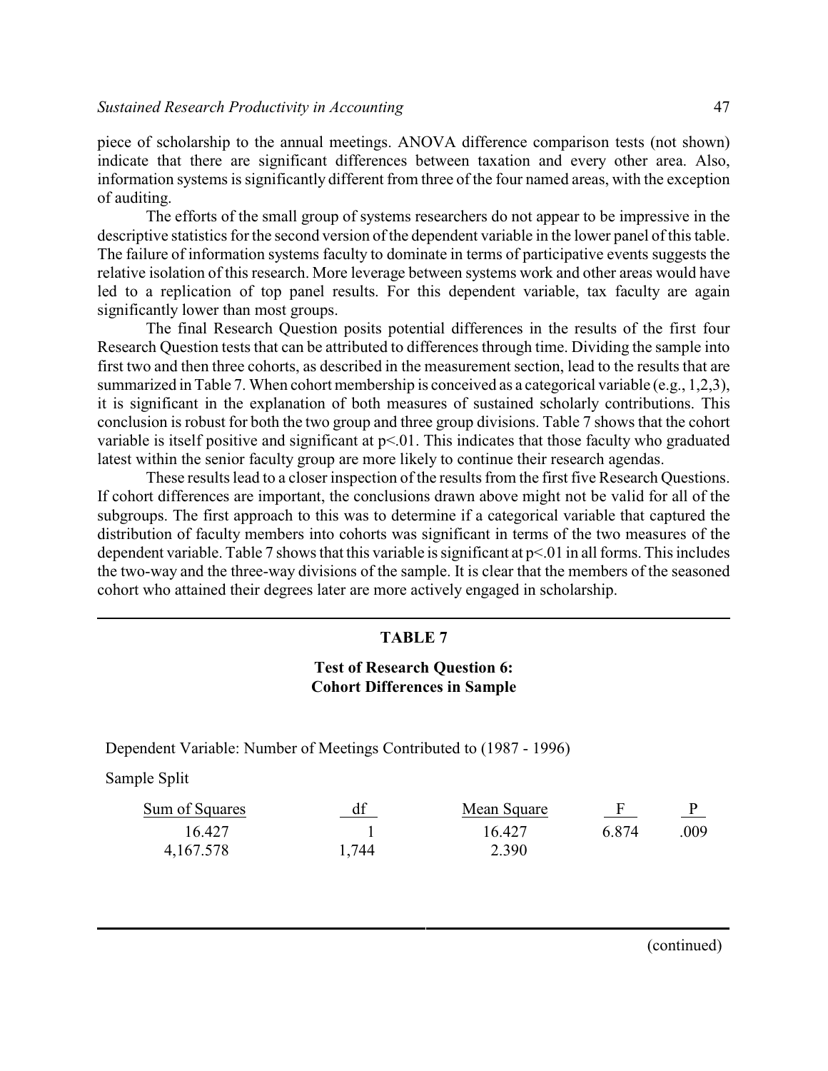piece of scholarship to the annual meetings. ANOVA difference comparison tests (not shown) indicate that there are significant differences between taxation and every other area. Also, information systems is significantly different from three of the four named areas, with the exception of auditing.

The efforts of the small group of systems researchers do not appear to be impressive in the descriptive statistics for the second version of the dependent variable in the lower panel of this table. The failure of information systems faculty to dominate in terms of participative events suggests the relative isolation of this research. More leverage between systems work and other areas would have led to a replication of top panel results. For this dependent variable, tax faculty are again significantly lower than most groups.

The final Research Question posits potential differences in the results of the first four Research Question tests that can be attributed to differences through time. Dividing the sample into first two and then three cohorts, as described in the measurement section, lead to the results that are summarized in Table 7. When cohort membership is conceived as a categorical variable (e.g., 1,2,3), it is significant in the explanation of both measures of sustained scholarly contributions. This conclusion is robust for both the two group and three group divisions. Table 7 shows that the cohort variable is itself positive and significant at $p<.01$. This indicates that those faculty who graduated latest within the senior faculty group are more likely to continue their research agendas.

These results lead to a closer inspection of the results from the first five Research Questions. If cohort differences are important, the conclusions drawn above might not be valid for all of the subgroups. The first approach to this was to determine if a categorical variable that captured the distribution of faculty members into cohorts was significant in terms of the two measures of the dependent variable. Table 7 shows that this variable is significant at $p<.01$ in all forms. This includes the two-way and the three-way divisions of the sample. It is clear that the members of the seasoned cohort who attained their degrees later are more actively engaged in scholarship.

**TABLE 7**

**Test of Research Question 6: Cohort Differences in Sample**

Dependent Variable: Number of Meetings Contributed to (1987 - 1996)

Sample Split

| Sum of Squares | df | Mean Square | F | P |
|---|---|---|---|---|
| 16.427 | 1 | 16.427 | 6.874 | .009 |
| 4,167.578 | 1,744 | 2.390 | | |

(continued)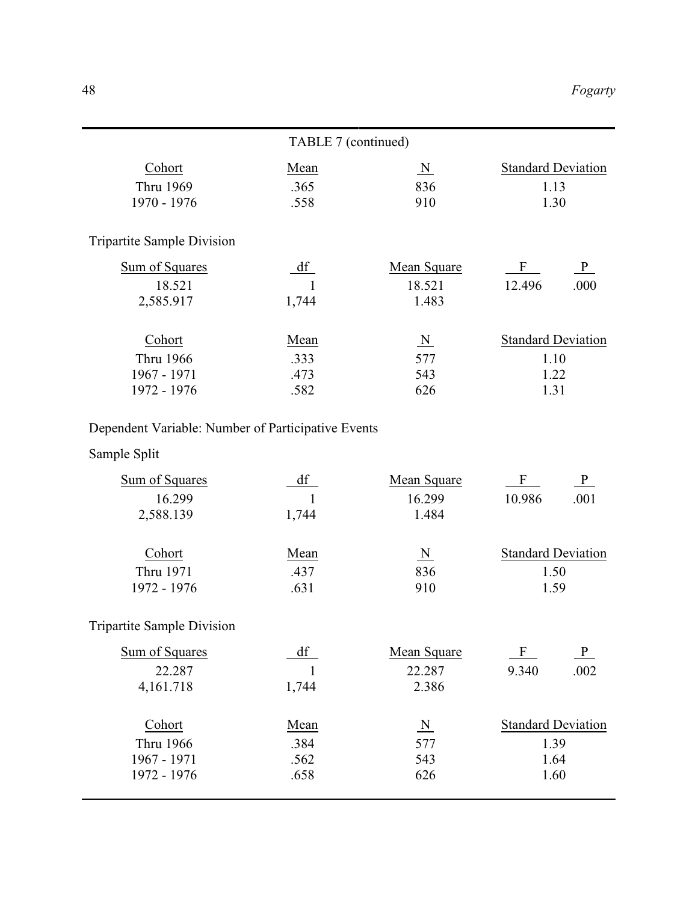TABLE 7 (continued)

| Cohort | Mean | N | Standard Deviation |
|---|---|---|---|
| Thru 1969 | .365 | 836 | 1.13 |
| 1970 - 1976 | .558 | 910 | 1.30 |

Tripartite Sample Division

| Sum of Squares | df | Mean Square | F | P |
|---|---|---|---|---|
| 18.521 | 1 | 18.521 | 12.496 | .000 |
| 2,585.917 | 1,744 | 1.483 | | |

| Cohort | Mean | N | Standard Deviation |
|---|---|---|---|
| Thru 1966 | .333 | 577 | 1.10 |
| 1967 - 1971 | .473 | 543 | 1.22 |
| 1972 - 1976 | .582 | 626 | 1.31 |

Dependent Variable: Number of Participative Events

Sample Split

| Sum of Squares | df | Mean Square | F | P |
|---|---|---|---|---|
| 16.299 | 1 | 16.299 | 10.986 | .001 |
| 2,588.139 | 1,744 | 1.484 | | |

| Cohort | Mean | N | Standard Deviation |
|---|---|---|---|
| Thru 1971 | .437 | 836 | 1.50 |
| 1972 - 1976 | .631 | 910 | 1.59 |

Tripartite Sample Division

| Sum of Squares | df | Mean Square | F | P |
|---|---|---|---|---|
| 22.287 | 1 | 22.287 | 9.340 | .002 |
| 4,161.718 | 1,744 | 2.386 | | |

| Cohort | Mean | N | Standard Deviation |
|---|---|---|---|
| Thru 1966 | .384 | 577 | 1.39 |
| 1967 - 1971 | .562 | 543 | 1.64 |
| 1972 - 1976 | .658 | 626 | 1.60 |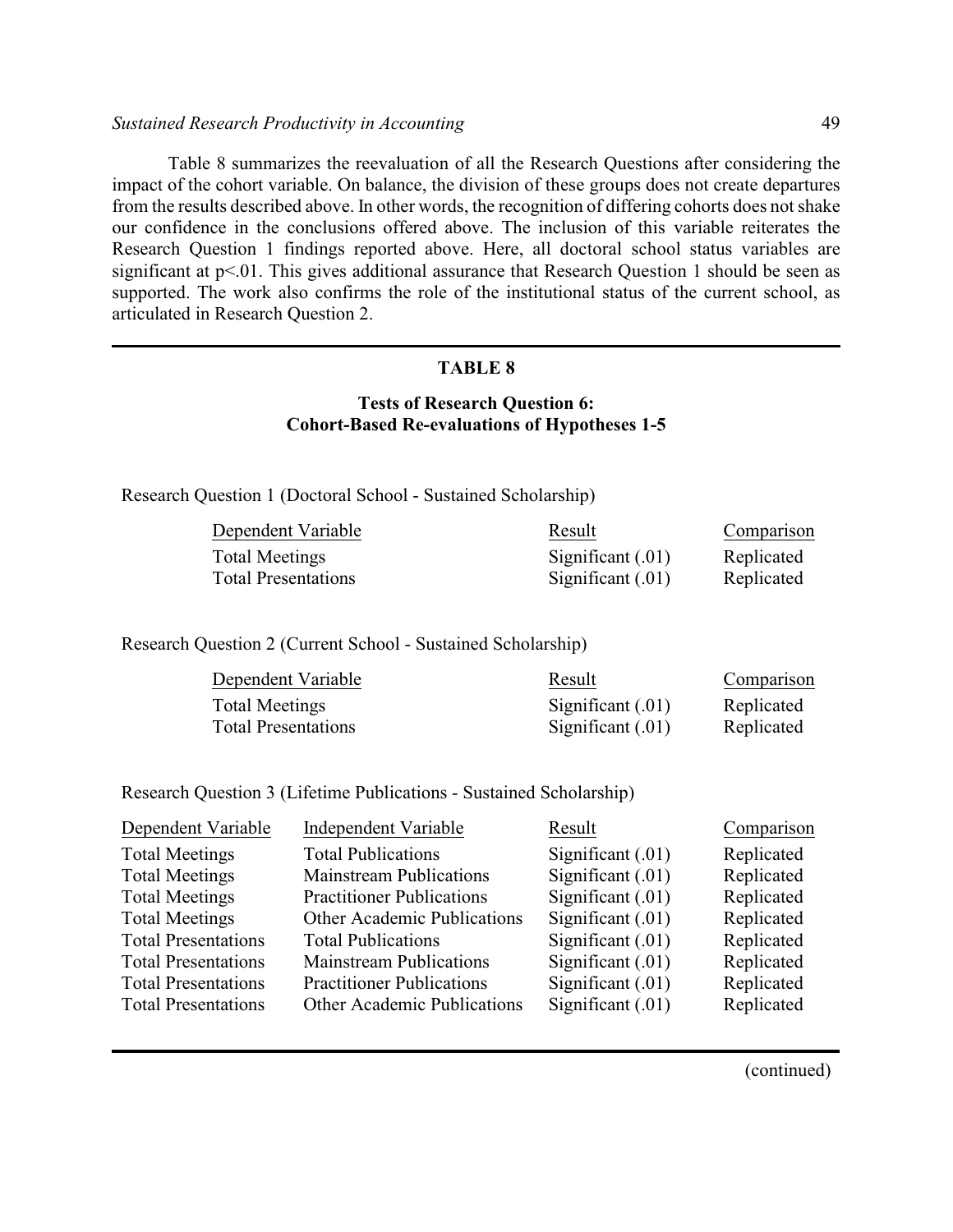Table 8 summarizes the reevaluation of all the Research Questions after considering the impact of the cohort variable. On balance, the division of these groups does not create departures from the results described above. In other words, the recognition of differing cohorts does not shake our confidence in the conclusions offered above. The inclusion of this variable reiterates the Research Question 1 findings reported above. Here, all doctoral school status variables are significant at $p<.01$. This gives additional assurance that Research Question 1 should be seen as supported. The work also confirms the role of the institutional status of the current school, as articulated in Research Question 2.

**TABLE 8**

**Tests of Research Question 6:**
**Cohort-Based Re-evaluations of Hypotheses 1-5**

Research Question 1 (Doctoral School - Sustained Scholarship)

| Dependent Variable | Result | Comparison |
|---|---|---|
| Total Meetings | Significant (.01) | Replicated |
| Total Presentations | Significant (.01) | Replicated |

Research Question 2 (Current School - Sustained Scholarship)

| Dependent Variable | Result | Comparison |
|---|---|---|
| Total Meetings | Significant (.01) | Replicated |
| Total Presentations | Significant (.01) | Replicated |

Research Question 3 (Lifetime Publications - Sustained Scholarship)

| Dependent Variable | Independent Variable | Result | Comparison |
|---|---|---|---|
| Total Meetings | Total Publications | Significant (.01) | Replicated |
| Total Meetings | Mainstream Publications | Significant (.01) | Replicated |
| Total Meetings | Practitioner Publications | Significant (.01) | Replicated |
| Total Meetings | Other Academic Publications | Significant (.01) | Replicated |
| Total Presentations | Total Publications | Significant (.01) | Replicated |
| Total Presentations | Mainstream Publications | Significant (.01) | Replicated |
| Total Presentations | Practitioner Publications | Significant (.01) | Replicated |
| Total Presentations | Other Academic Publications | Significant (.01) | Replicated |

(continued)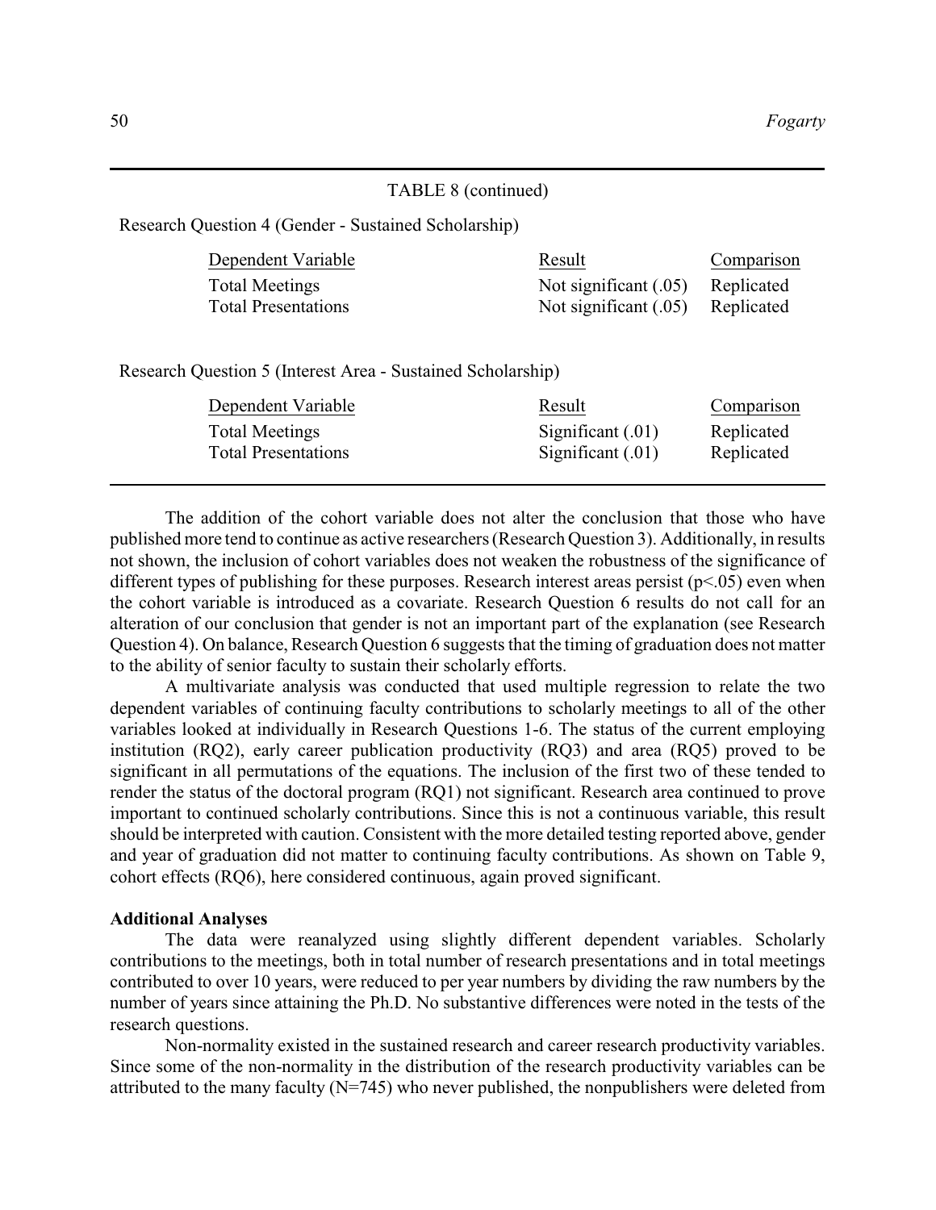TABLE 8 (continued)

Research Question 4 (Gender - Sustained Scholarship)

| Dependent Variable | Result | Comparison |
|---|---|---|
| Total Meetings | Not significant (.05) | Replicated |
| Total Presentations | Not significant (.05) | Replicated |

Research Question 5 (Interest Area - Sustained Scholarship)

| Dependent Variable | Result | Comparison |
|---|---|---|
| Total Meetings | Significant (.01) | Replicated |
| Total Presentations | Significant (.01) | Replicated |

The addition of the cohort variable does not alter the conclusion that those who have published more tend to continue as active researchers (Research Question 3). Additionally, in results not shown, the inclusion of cohort variables does not weaken the robustness of the significance of different types of publishing for these purposes. Research interest areas persist ($p<.05$) even when the cohort variable is introduced as a covariate. Research Question 6 results do not call for an alteration of our conclusion that gender is not an important part of the explanation (see Research Question 4). On balance, Research Question 6 suggests that the timing of graduation does not matter to the ability of senior faculty to sustain their scholarly efforts.

A multivariate analysis was conducted that used multiple regression to relate the two dependent variables of continuing faculty contributions to scholarly meetings to all of the other variables looked at individually in Research Questions 1-6. The status of the current employing institution (RQ2), early career publication productivity (RQ3) and area (RQ5) proved to be significant in all permutations of the equations. The inclusion of the first two of these tended to render the status of the doctoral program (RQ1) not significant. Research area continued to prove important to continued scholarly contributions. Since this is not a continuous variable, this result should be interpreted with caution. Consistent with the more detailed testing reported above, gender and year of graduation did not matter to continuing faculty contributions. As shown on Table 9, cohort effects (RQ6), here considered continuous, again proved significant.

**Additional Analyses**

The data were reanalyzed using slightly different dependent variables. Scholarly contributions to the meetings, both in total number of research presentations and in total meetings contributed to over 10 years, were reduced to per year numbers by dividing the raw numbers by the number of years since attaining the Ph.D. No substantive differences were noted in the tests of the research questions.

Non-normality existed in the sustained research and career research productivity variables. Since some of the non-normality in the distribution of the research productivity variables can be attributed to the many faculty (N=745) who never published, the nonpublishers were deleted from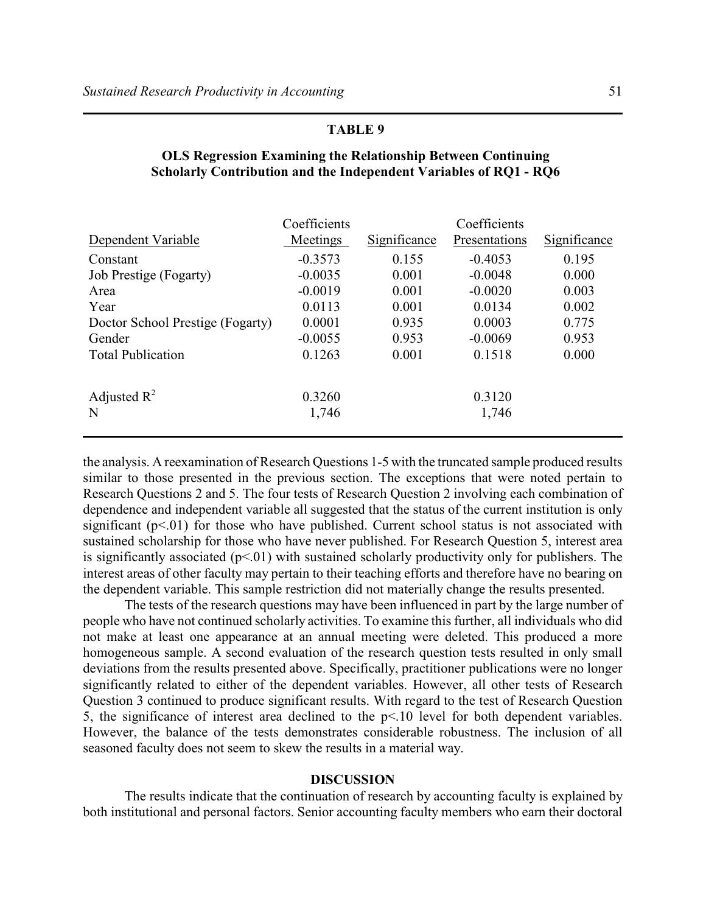**TABLE 9**

**OLS Regression Examining the Relationship Between Continuing Scholarly Contribution and the Independent Variables of RQ1 - RQ6**

| Dependent Variable | Coefficients Meetings | Significance | Coefficients Presentations | Significance |
|---|---|---|---|---|
| Constant | -0.3573 | 0.155 | -0.4053 | 0.195 |
| Job Prestige (Fogarty) | -0.0035 | 0.001 | -0.0048 | 0.000 |
| Area | -0.0019 | 0.001 | -0.0020 | 0.003 |
| Year | 0.0113 | 0.001 | 0.0134 | 0.002 |
| Doctor School Prestige (Fogarty) | 0.0001 | 0.935 | 0.0003 | 0.775 |
| Gender | -0.0055 | 0.953 | -0.0069 | 0.953 |
| Total Publication | 0.1263 | 0.001 | 0.1518 | 0.000 |
| | | | | |
| Adjusted $R^2$ | 0.3260 | | 0.3120 | |
| N | 1,746 | | 1,746 | |

the analysis. A reexamination of Research Questions 1-5 with the truncated sample produced results similar to those presented in the previous section. The exceptions that were noted pertain to Research Questions 2 and 5. The four tests of Research Question 2 involving each combination of dependence and independent variable all suggested that the status of the current institution is only significant ($p<.01$) for those who have published. Current school status is not associated with sustained scholarship for those who have never published. For Research Question 5, interest area is significantly associated ($p<.01$) with sustained scholarly productivity only for publishers. The interest areas of other faculty may pertain to their teaching efforts and therefore have no bearing on the dependent variable. This sample restriction did not materially change the results presented.

The tests of the research questions may have been influenced in part by the large number of people who have not continued scholarly activities. To examine this further, all individuals who did not make at least one appearance at an annual meeting were deleted. This produced a more homogeneous sample. A second evaluation of the research question tests resulted in only small deviations from the results presented above. Specifically, practitioner publications were no longer significantly related to either of the dependent variables. However, all other tests of Research Question 3 continued to produce significant results. With regard to the test of Research Question 5, the significance of interest area declined to the $p<.10$ level for both dependent variables. However, the balance of the tests demonstrates considerable robustness. The inclusion of all seasoned faculty does not seem to skew the results in a material way.

## DISCUSSION

The results indicate that the continuation of research by accounting faculty is explained by both institutional and personal factors. Senior accounting faculty members who earn their doctoral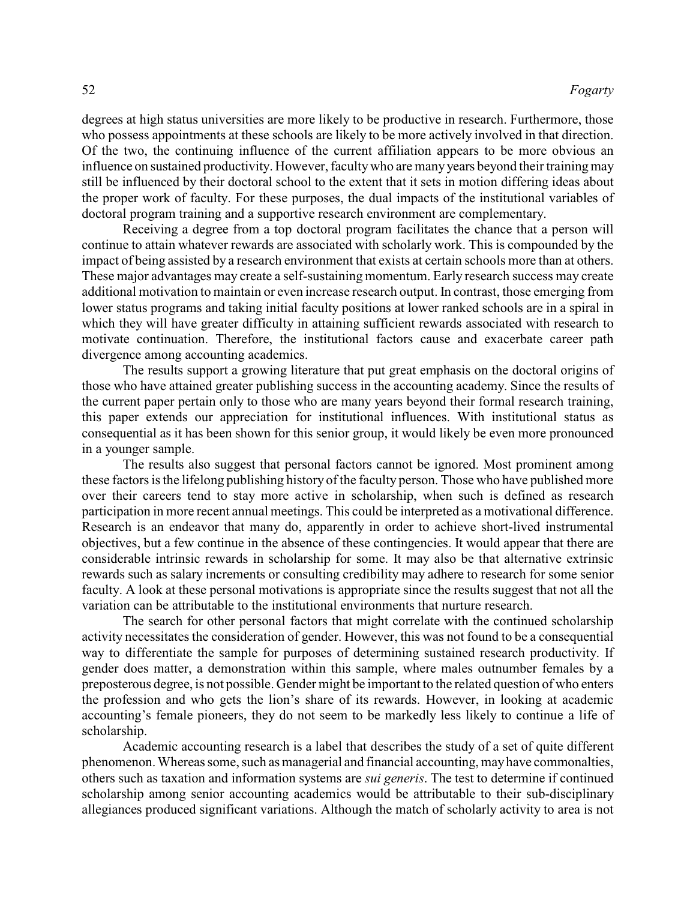degrees at high status universities are more likely to be productive in research. Furthermore, those who possess appointments at these schools are likely to be more actively involved in that direction. Of the two, the continuing influence of the current affiliation appears to be more obvious an influence on sustained productivity. However, faculty who are many years beyond their training may still be influenced by their doctoral school to the extent that it sets in motion differing ideas about the proper work of faculty. For these purposes, the dual impacts of the institutional variables of doctoral program training and a supportive research environment are complementary.

Receiving a degree from a top doctoral program facilitates the chance that a person will continue to attain whatever rewards are associated with scholarly work. This is compounded by the impact of being assisted by a research environment that exists at certain schools more than at others. These major advantages may create a self-sustaining momentum. Early research success may create additional motivation to maintain or even increase research output. In contrast, those emerging from lower status programs and taking initial faculty positions at lower ranked schools are in a spiral in which they will have greater difficulty in attaining sufficient rewards associated with research to motivate continuation. Therefore, the institutional factors cause and exacerbate career path divergence among accounting academics.

The results support a growing literature that put great emphasis on the doctoral origins of those who have attained greater publishing success in the accounting academy. Since the results of the current paper pertain only to those who are many years beyond their formal research training, this paper extends our appreciation for institutional influences. With institutional status as consequential as it has been shown for this senior group, it would likely be even more pronounced in a younger sample.

The results also suggest that personal factors cannot be ignored. Most prominent among these factors is the lifelong publishing history of the faculty person. Those who have published more over their careers tend to stay more active in scholarship, when such is defined as research participation in more recent annual meetings. This could be interpreted as a motivational difference. Research is an endeavor that many do, apparently in order to achieve short-lived instrumental objectives, but a few continue in the absence of these contingencies. It would appear that there are considerable intrinsic rewards in scholarship for some. It may also be that alternative extrinsic rewards such as salary increments or consulting credibility may adhere to research for some senior faculty. A look at these personal motivations is appropriate since the results suggest that not all the variation can be attributable to the institutional environments that nurture research.

The search for other personal factors that might correlate with the continued scholarship activity necessitates the consideration of gender. However, this was not found to be a consequential way to differentiate the sample for purposes of determining sustained research productivity. If gender does matter, a demonstration within this sample, where males outnumber females by a preposterous degree, is not possible. Gender might be important to the related question of who enters the profession and who gets the lion's share of its rewards. However, in looking at academic accounting's female pioneers, they do not seem to be markedly less likely to continue a life of scholarship.

Academic accounting research is a label that describes the study of a set of quite different phenomenon. Whereas some, such as managerial and financial accounting, may have commonalties, others such as taxation and information systems are *sui generis*. The test to determine if continued scholarship among senior accounting academics would be attributable to their sub-disciplinary allegiances produced significant variations. Although the match of scholarly activity to area is not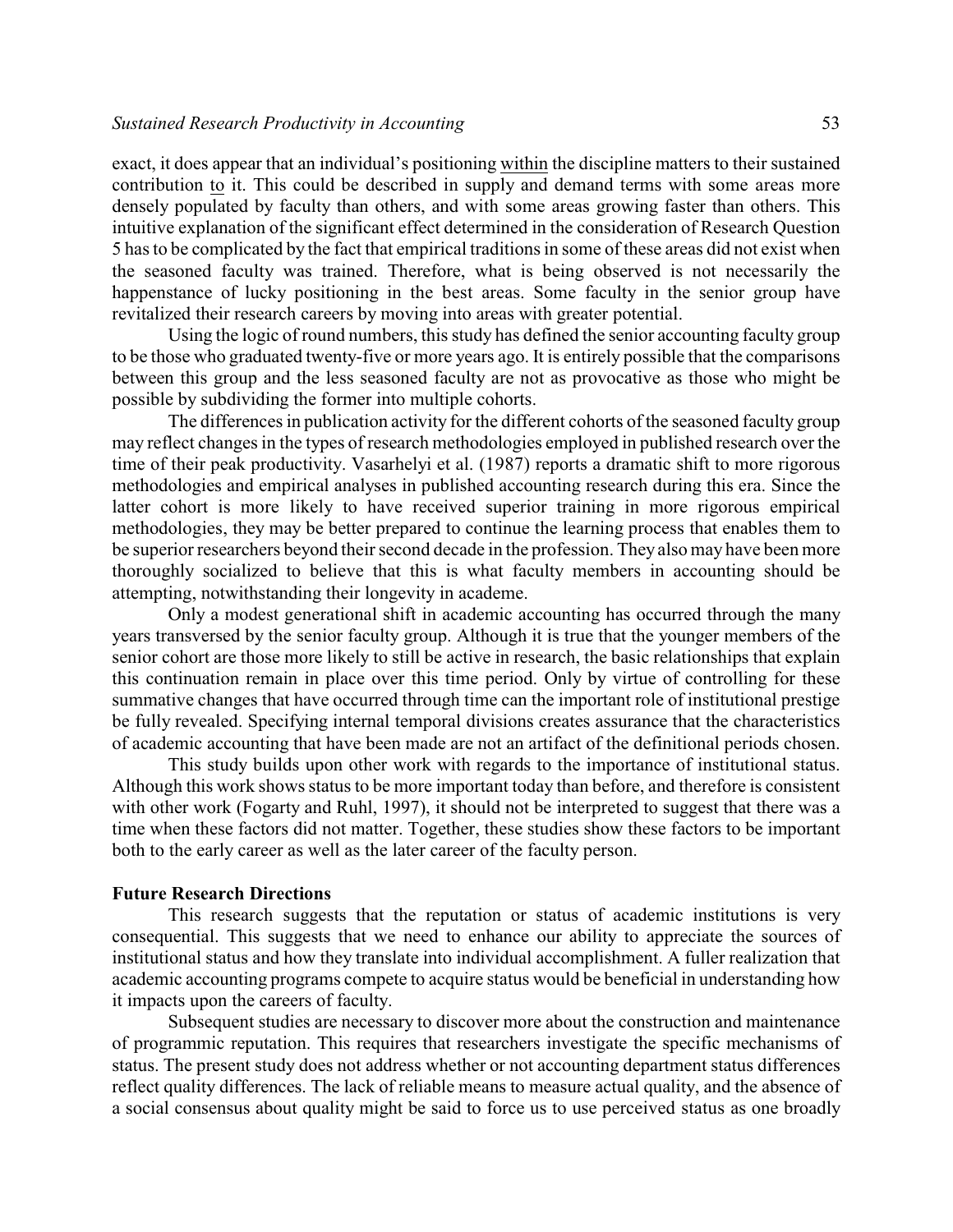exact, it does appear that an individual's positioning within the discipline matters to their sustained contribution to it. This could be described in supply and demand terms with some areas more densely populated by faculty than others, and with some areas growing faster than others. This intuitive explanation of the significant effect determined in the consideration of Research Question 5 has to be complicated by the fact that empirical traditions in some of these areas did not exist when the seasoned faculty was trained. Therefore, what is being observed is not necessarily the happenstance of lucky positioning in the best areas. Some faculty in the senior group have revitalized their research careers by moving into areas with greater potential.

Using the logic of round numbers, this study has defined the senior accounting faculty group to be those who graduated twenty-five or more years ago. It is entirely possible that the comparisons between this group and the less seasoned faculty are not as provocative as those who might be possible by subdividing the former into multiple cohorts.

The differences in publication activity for the different cohorts of the seasoned faculty group may reflect changes in the types of research methodologies employed in published research over the time of their peak productivity. Vasarhelyi et al. (1987) reports a dramatic shift to more rigorous methodologies and empirical analyses in published accounting research during this era. Since the latter cohort is more likely to have received superior training in more rigorous empirical methodologies, they may be better prepared to continue the learning process that enables them to be superior researchers beyond their second decade in the profession. They also may have been more thoroughly socialized to believe that this is what faculty members in accounting should be attempting, notwithstanding their longevity in academe.

Only a modest generational shift in academic accounting has occurred through the many years transversed by the senior faculty group. Although it is true that the younger members of the senior cohort are those more likely to still be active in research, the basic relationships that explain this continuation remain in place over this time period. Only by virtue of controlling for these summative changes that have occurred through time can the important role of institutional prestige be fully revealed. Specifying internal temporal divisions creates assurance that the characteristics of academic accounting that have been made are not an artifact of the definitional periods chosen.

This study builds upon other work with regards to the importance of institutional status. Although this work shows status to be more important today than before, and therefore is consistent with other work (Fogarty and Ruhl, 1997), it should not be interpreted to suggest that there was a time when these factors did not matter. Together, these studies show these factors to be important both to the early career as well as the later career of the faculty person.

### Future Research Directions

This research suggests that the reputation or status of academic institutions is very consequential. This suggests that we need to enhance our ability to appreciate the sources of institutional status and how they translate into individual accomplishment. A fuller realization that academic accounting programs compete to acquire status would be beneficial in understanding how it impacts upon the careers of faculty.

Subsequent studies are necessary to discover more about the construction and maintenance of programmic reputation. This requires that researchers investigate the specific mechanisms of status. The present study does not address whether or not accounting department status differences reflect quality differences. The lack of reliable means to measure actual quality, and the absence of a social consensus about quality might be said to force us to use perceived status as one broadly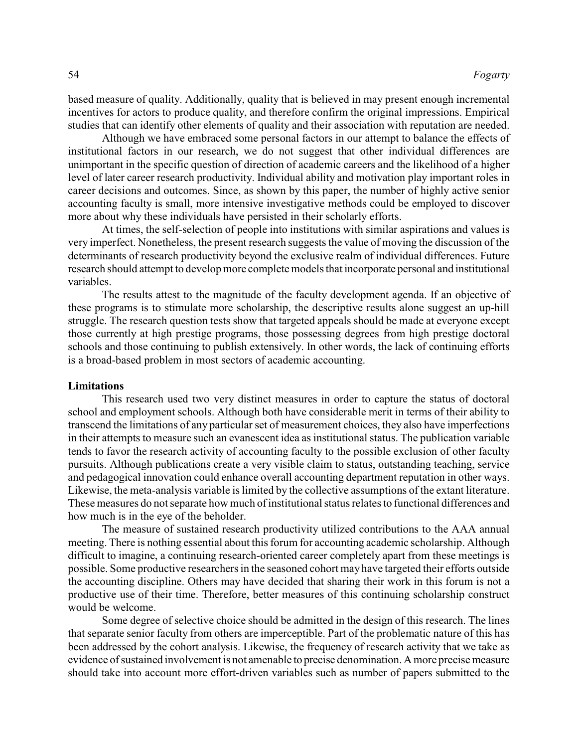based measure of quality. Additionally, quality that is believed in may present enough incremental incentives for actors to produce quality, and therefore confirm the original impressions. Empirical studies that can identify other elements of quality and their association with reputation are needed.

Although we have embraced some personal factors in our attempt to balance the effects of institutional factors in our research, we do not suggest that other individual differences are unimportant in the specific question of direction of academic careers and the likelihood of a higher level of later career research productivity. Individual ability and motivation play important roles in career decisions and outcomes. Since, as shown by this paper, the number of highly active senior accounting faculty is small, more intensive investigative methods could be employed to discover more about why these individuals have persisted in their scholarly efforts.

At times, the self-selection of people into institutions with similar aspirations and values is very imperfect. Nonetheless, the present research suggests the value of moving the discussion of the determinants of research productivity beyond the exclusive realm of individual differences. Future research should attempt to develop more complete models that incorporate personal and institutional variables.

The results attest to the magnitude of the faculty development agenda. If an objective of these programs is to stimulate more scholarship, the descriptive results alone suggest an up-hill struggle. The research question tests show that targeted appeals should be made at everyone except those currently at high prestige programs, those possessing degrees from high prestige doctoral schools and those continuing to publish extensively. In other words, the lack of continuing efforts is a broad-based problem in most sectors of academic accounting.

**Limitations**

This research used two very distinct measures in order to capture the status of doctoral school and employment schools. Although both have considerable merit in terms of their ability to transcend the limitations of any particular set of measurement choices, they also have imperfections in their attempts to measure such an evanescent idea as institutional status. The publication variable tends to favor the research activity of accounting faculty to the possible exclusion of other faculty pursuits. Although publications create a very visible claim to status, outstanding teaching, service and pedagogical innovation could enhance overall accounting department reputation in other ways. Likewise, the meta-analysis variable is limited by the collective assumptions of the extant literature. These measures do not separate how much of institutional status relates to functional differences and how much is in the eye of the beholder.

The measure of sustained research productivity utilized contributions to the AAA annual meeting. There is nothing essential about this forum for accounting academic scholarship. Although difficult to imagine, a continuing research-oriented career completely apart from these meetings is possible. Some productive researchers in the seasoned cohort may have targeted their efforts outside the accounting discipline. Others may have decided that sharing their work in this forum is not a productive use of their time. Therefore, better measures of this continuing scholarship construct would be welcome.

Some degree of selective choice should be admitted in the design of this research. The lines that separate senior faculty from others are imperceptible. Part of the problematic nature of this has been addressed by the cohort analysis. Likewise, the frequency of research activity that we take as evidence of sustained involvement is not amenable to precise denomination. A more precise measure should take into account more effort-driven variables such as number of papers submitted to the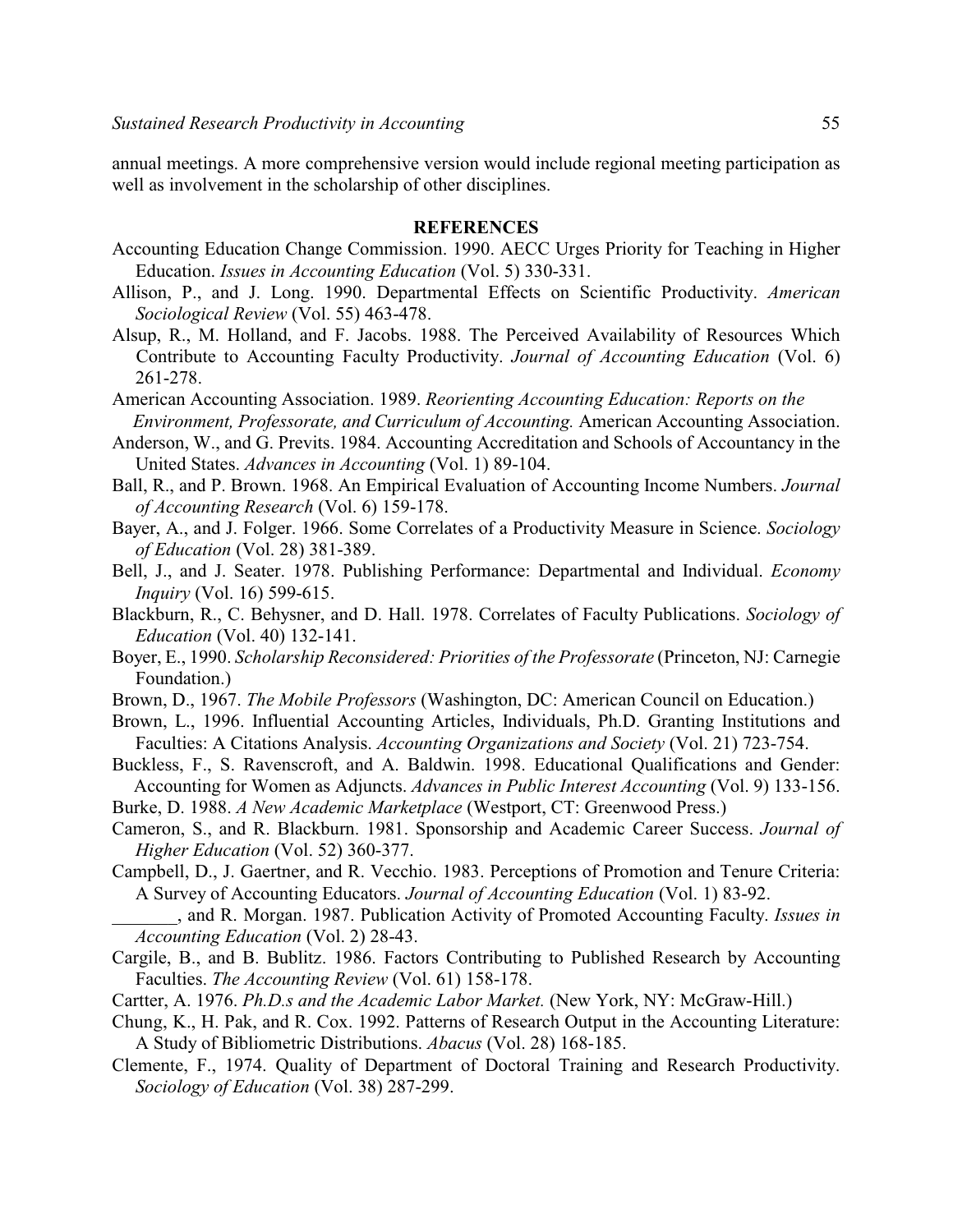annual meetings. A more comprehensive version would include regional meeting participation as well as involvement in the scholarship of other disciplines.

## REFERENCES

Accounting Education Change Commission. 1990. AECC Urges Priority for Teaching in Higher Education. *Issues in Accounting Education* (Vol. 5) 330-331.

Allison, P., and J. Long. 1990. Departmental Effects on Scientific Productivity. *American Sociological Review* (Vol. 55) 463-478.

Alsup, R., M. Holland, and F. Jacobs. 1988. The Perceived Availability of Resources Which Contribute to Accounting Faculty Productivity. *Journal of Accounting Education* (Vol. 6) 261-278.

American Accounting Association. 1989. *Reorienting Accounting Education: Reports on the Environment, Professorate, and Curriculum of Accounting.* American Accounting Association.

Anderson, W., and G. Previts. 1984. Accounting Accreditation and Schools of Accountancy in the United States. *Advances in Accounting* (Vol. 1) 89-104.

Ball, R., and P. Brown. 1968. An Empirical Evaluation of Accounting Income Numbers. *Journal of Accounting Research* (Vol. 6) 159-178.

Bayer, A., and J. Folger. 1966. Some Correlates of a Productivity Measure in Science. *Sociology of Education* (Vol. 28) 381-389.

Bell, J., and J. Seater. 1978. Publishing Performance: Departmental and Individual. *Economy Inquiry* (Vol. 16) 599-615.

Blackburn, R., C. Behysner, and D. Hall. 1978. Correlates of Faculty Publications. *Sociology of Education* (Vol. 40) 132-141.

Boyer, E., 1990. *Scholarship Reconsidered: Priorities of the Professorate* (Princeton, NJ: Carnegie Foundation.)

Brown, D., 1967. *The Mobile Professors* (Washington, DC: American Council on Education.)

Brown, L., 1996. Influential Accounting Articles, Individuals, Ph.D. Granting Institutions and Faculties: A Citations Analysis. *Accounting Organizations and Society* (Vol. 21) 723-754.

Buckless, F., S. Ravenscroft, and A. Baldwin. 1998. Educational Qualifications and Gender: Accounting for Women as Adjuncts. *Advances in Public Interest Accounting* (Vol. 9) 133-156.

Burke, D. 1988. *A New Academic Marketplace* (Westport, CT: Greenwood Press.)

Cameron, S., and R. Blackburn. 1981. Sponsorship and Academic Career Success. *Journal of Higher Education* (Vol. 52) 360-377.

Campbell, D., J. Gaertner, and R. Vecchio. 1983. Perceptions of Promotion and Tenure Criteria: A Survey of Accounting Educators. *Journal of Accounting Education* (Vol. 1) 83-92.

_______, and R. Morgan. 1987. Publication Activity of Promoted Accounting Faculty. *Issues in Accounting Education* (Vol. 2) 28-43.

Cargile, B., and B. Bublitz. 1986. Factors Contributing to Published Research by Accounting Faculties. *The Accounting Review* (Vol. 61) 158-178.

Cartter, A. 1976. *Ph.D.s and the Academic Labor Market.* (New York, NY: McGraw-Hill.)

Chung, K., H. Pak, and R. Cox. 1992. Patterns of Research Output in the Accounting Literature: A Study of Bibliometric Distributions. *Abacus* (Vol. 28) 168-185.

Clemente, F., 1974. Quality of Department of Doctoral Training and Research Productivity. *Sociology of Education* (Vol. 38) 287-299.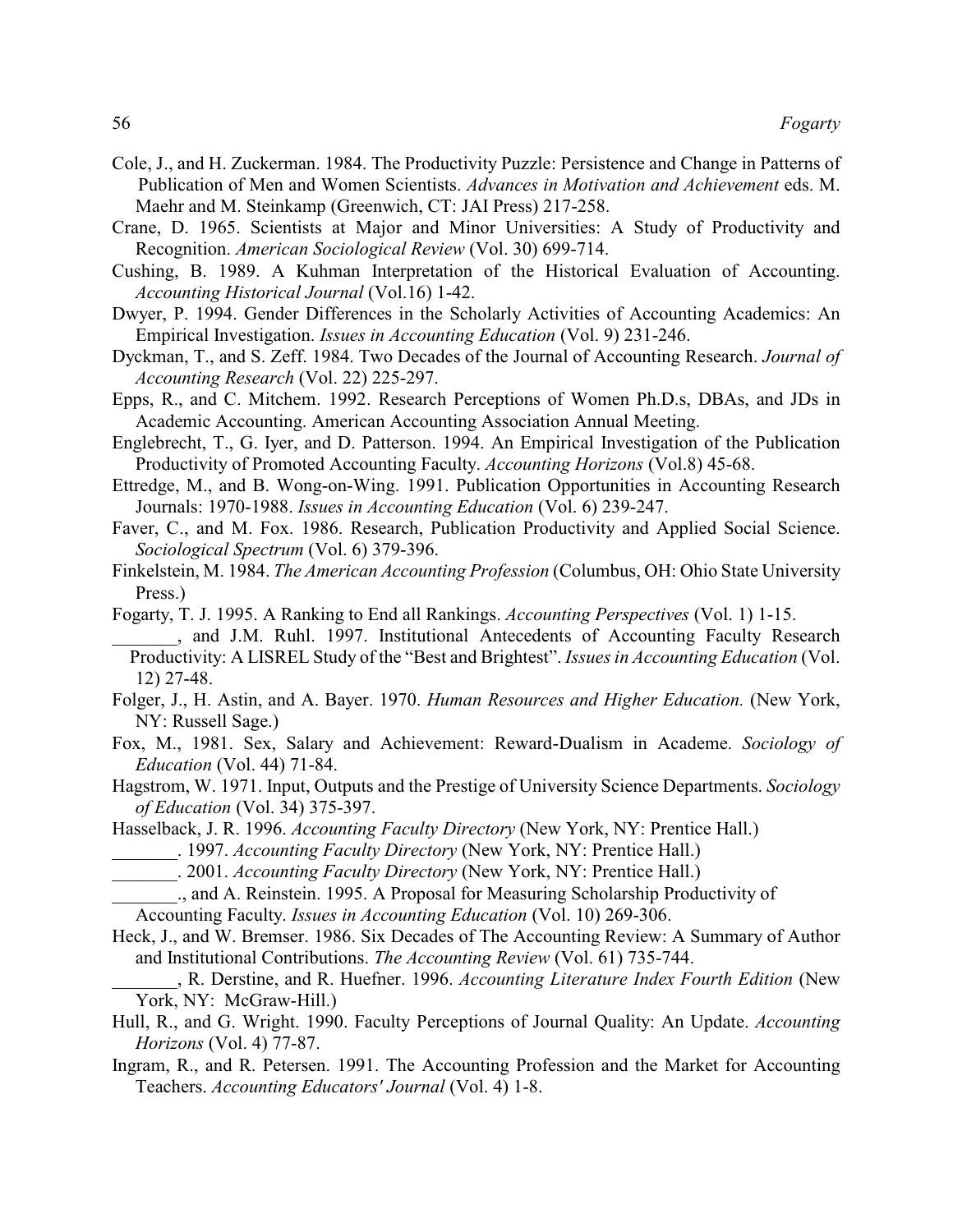Cole, J., and H. Zuckerman. 1984. The Productivity Puzzle: Persistence and Change in Patterns of Publication of Men and Women Scientists. *Advances in Motivation and Achievement* eds. M. Maehr and M. Steinkamp (Greenwich, CT: JAI Press) 217-258.

Crane, D. 1965. Scientists at Major and Minor Universities: A Study of Productivity and Recognition. *American Sociological Review* (Vol. 30) 699-714.

Cushing, B. 1989. A Kuhman Interpretation of the Historical Evaluation of Accounting. *Accounting Historical Journal* (Vol.16) 1-42.

Dwyer, P. 1994. Gender Differences in the Scholarly Activities of Accounting Academics: An Empirical Investigation. *Issues in Accounting Education* (Vol. 9) 231-246.

Dyckman, T., and S. Zeff. 1984. Two Decades of the Journal of Accounting Research. *Journal of Accounting Research* (Vol. 22) 225-297.

Epps, R., and C. Mitchem. 1992. Research Perceptions of Women Ph.D.s, DBAs, and JDs in Academic Accounting. American Accounting Association Annual Meeting.

Englebrecht, T., G. Iyer, and D. Patterson. 1994. An Empirical Investigation of the Publication Productivity of Promoted Accounting Faculty. *Accounting Horizons* (Vol.8) 45-68.

Ettredge, M., and B. Wong-on-Wing. 1991. Publication Opportunities in Accounting Research Journals: 1970-1988. *Issues in Accounting Education* (Vol. 6) 239-247.

Faver, C., and M. Fox. 1986. Research, Publication Productivity and Applied Social Science. *Sociological Spectrum* (Vol. 6) 379-396.

Finkelstein, M. 1984. *The American Accounting Profession* (Columbus, OH: Ohio State University Press.)

Fogarty, T. J. 1995. A Ranking to End all Rankings. *Accounting Perspectives* (Vol. 1) 1-15.

_______, and J.M. Ruhl. 1997. Institutional Antecedents of Accounting Faculty Research Productivity: A LISREL Study of the "Best and Brightest". *Issues in Accounting Education* (Vol. 12) 27-48.

Folger, J., H. Astin, and A. Bayer. 1970. *Human Resources and Higher Education.* (New York, NY: Russell Sage.)

Fox, M., 1981. Sex, Salary and Achievement: Reward-Dualism in Academe. *Sociology of Education* (Vol. 44) 71-84.

Hagstrom, W. 1971. Input, Outputs and the Prestige of University Science Departments. *Sociology of Education* (Vol. 34) 375-397.

Hasselback, J. R. 1996. *Accounting Faculty Directory* (New York, NY: Prentice Hall.)

_______. 1997. *Accounting Faculty Directory* (New York, NY: Prentice Hall.)

_______. 2001. *Accounting Faculty Directory* (New York, NY: Prentice Hall.)

_______., and A. Reinstein. 1995. A Proposal for Measuring Scholarship Productivity of Accounting Faculty. *Issues in Accounting Education* (Vol. 10) 269-306.

Heck, J., and W. Bremser. 1986. Six Decades of The Accounting Review: A Summary of Author and Institutional Contributions. *The Accounting Review* (Vol. 61) 735-744.

_______, R. Derstine, and R. Huefner. 1996. *Accounting Literature Index Fourth Edition* (New York, NY: McGraw-Hill.)

Hull, R., and G. Wright. 1990. Faculty Perceptions of Journal Quality: An Update. *Accounting Horizons* (Vol. 4) 77-87.

Ingram, R., and R. Petersen. 1991. The Accounting Profession and the Market for Accounting Teachers. *Accounting Educators' Journal* (Vol. 4) 1-8.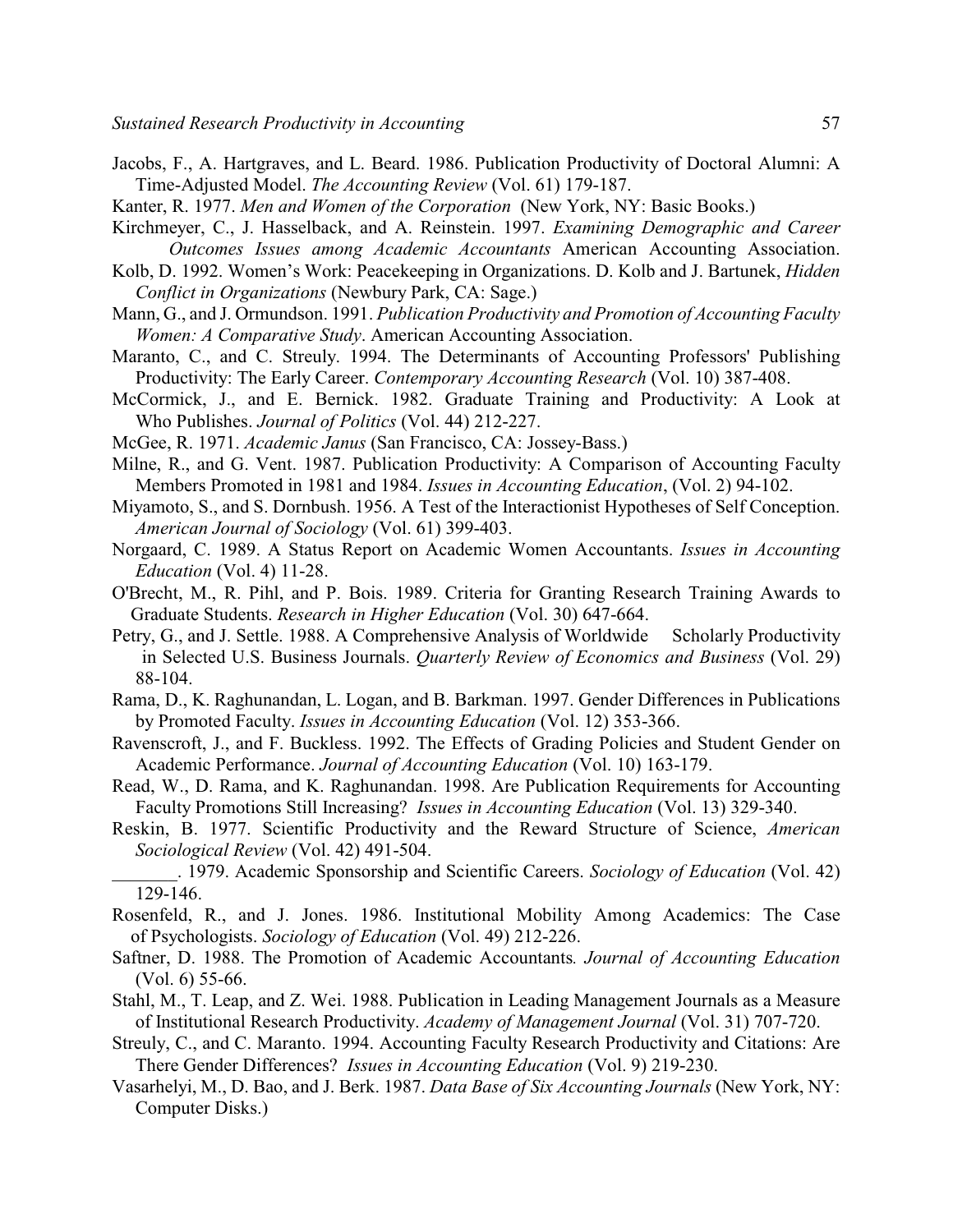Jacobs, F., A. Hartgraves, and L. Beard. 1986. Publication Productivity of Doctoral Alumni: A Time-Adjusted Model. *The Accounting Review* (Vol. 61) 179-187.

Kanter, R. 1977. *Men and Women of the Corporation* (New York, NY: Basic Books.)

Kirchmeyer, C., J. Hasselback, and A. Reinstein. 1997. *Examining Demographic and Career Outcomes Issues among Academic Accountants* American Accounting Association.

Kolb, D. 1992. Women's Work: Peacekeeping in Organizations. D. Kolb and J. Bartunek, *Hidden Conflict in Organizations* (Newbury Park, CA: Sage.)

Mann, G., and J. Ormundson. 1991. *Publication Productivity and Promotion of Accounting Faculty Women: A Comparative Study*. American Accounting Association.

Maranto, C., and C. Streuly. 1994. The Determinants of Accounting Professors' Publishing Productivity: The Early Career. *Contemporary Accounting Research* (Vol. 10) 387-408.

McCormick, J., and E. Bernick. 1982. Graduate Training and Productivity: A Look at Who Publishes. *Journal of Politics* (Vol. 44) 212-227.

McGee, R. 1971. *Academic Janus* (San Francisco, CA: Jossey-Bass.)

Milne, R., and G. Vent. 1987. Publication Productivity: A Comparison of Accounting Faculty Members Promoted in 1981 and 1984. *Issues in Accounting Education*, (Vol. 2) 94-102.

Miyamoto, S., and S. Dornbush. 1956. A Test of the Interactionist Hypotheses of Self Conception. *American Journal of Sociology* (Vol. 61) 399-403.

Norgaard, C. 1989. A Status Report on Academic Women Accountants. *Issues in Accounting Education* (Vol. 4) 11-28.

O'Brecht, M., R. Pihl, and P. Bois. 1989. Criteria for Granting Research Training Awards to Graduate Students. *Research in Higher Education* (Vol. 30) 647-664.

Petry, G., and J. Settle. 1988. A Comprehensive Analysis of Worldwide Scholarly Productivity in Selected U.S. Business Journals. *Quarterly Review of Economics and Business* (Vol. 29) 88-104.

Rama, D., K. Raghunandan, L. Logan, and B. Barkman. 1997. Gender Differences in Publications by Promoted Faculty. *Issues in Accounting Education* (Vol. 12) 353-366.

Ravenscroft, J., and F. Buckless. 1992. The Effects of Grading Policies and Student Gender on Academic Performance. *Journal of Accounting Education* (Vol. 10) 163-179.

Read, W., D. Rama, and K. Raghunandan. 1998. Are Publication Requirements for Accounting Faculty Promotions Still Increasing? *Issues in Accounting Education* (Vol. 13) 329-340.

Reskin, B. 1977. Scientific Productivity and the Reward Structure of Science, *American Sociological Review* (Vol. 42) 491-504.

_______. 1979. Academic Sponsorship and Scientific Careers. *Sociology of Education* (Vol. 42) 129-146.

Rosenfeld, R., and J. Jones. 1986. Institutional Mobility Among Academics: The Case of Psychologists. *Sociology of Education* (Vol. 49) 212-226.

Saftner, D. 1988. The Promotion of Academic Accountants*. Journal of Accounting Education* (Vol. 6) 55-66.

Stahl, M., T. Leap, and Z. Wei. 1988. Publication in Leading Management Journals as a Measure of Institutional Research Productivity. *Academy of Management Journal* (Vol. 31) 707-720.

Streuly, C., and C. Maranto. 1994. Accounting Faculty Research Productivity and Citations: Are There Gender Differences? *Issues in Accounting Education* (Vol. 9) 219-230.

Vasarhelyi, M., D. Bao, and J. Berk. 1987. *Data Base of Six Accounting Journals* (New York, NY: Computer Disks.)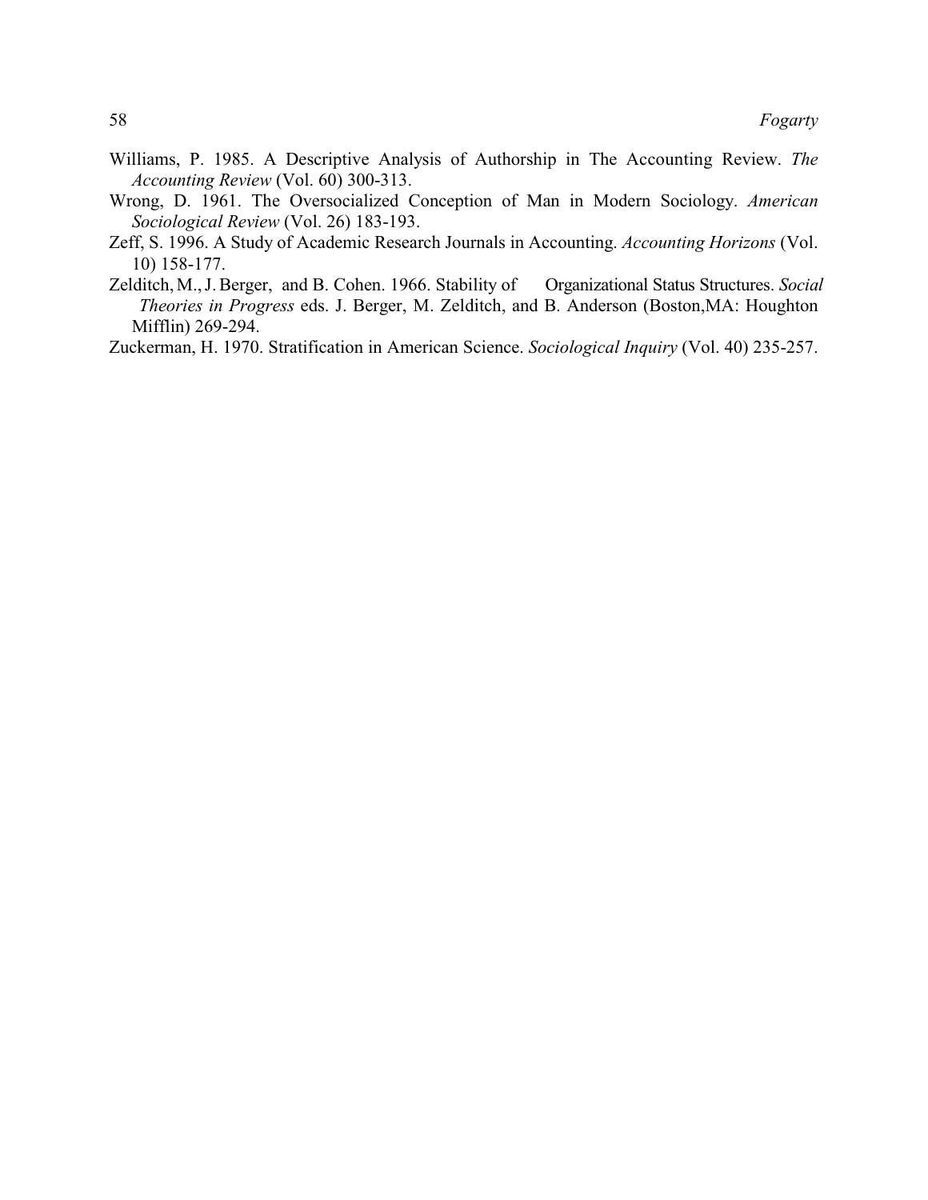Williams, P. 1985. A Descriptive Analysis of Authorship in The Accounting Review. *The Accounting Review* (Vol. 60) 300-313.

Wrong, D. 1961. The Oversocialized Conception of Man in Modern Sociology. *American Sociological Review* (Vol. 26) 183-193.

Zeff, S. 1996. A Study of Academic Research Journals in Accounting. *Accounting Horizons* (Vol. 10) 158-177.

Zelditch, M., J. Berger, and B. Cohen. 1966. Stability of Organizational Status Structures. *Social Theories in Progress* eds. J. Berger, M. Zelditch, and B. Anderson (Boston,MA: Houghton Mifflin) 269-294.

Zuckerman, H. 1970. Stratification in American Science. *Sociological Inquiry* (Vol. 40) 235-257.